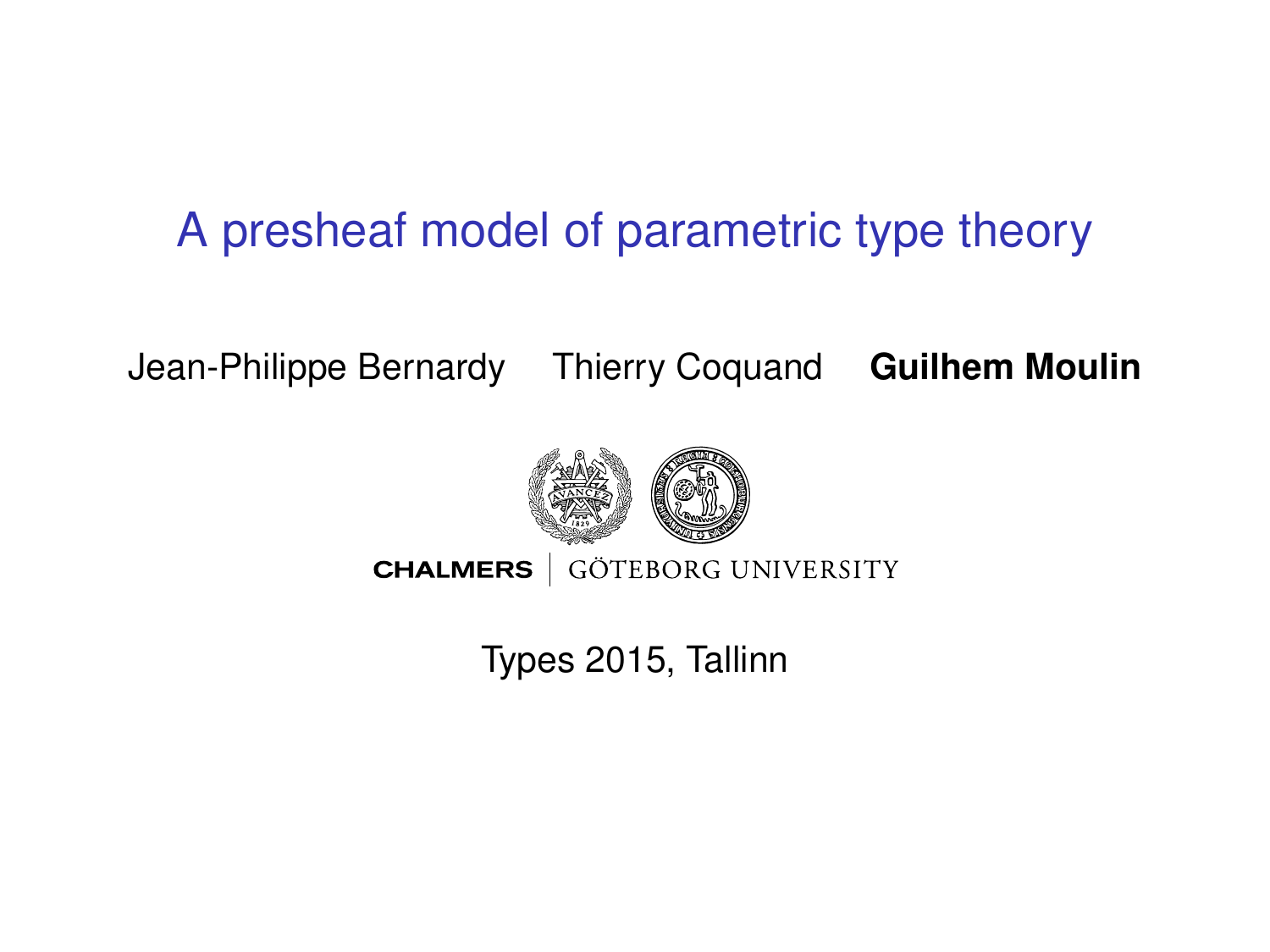# A presheaf model of parametric type theory

Jean-Philippe Bernardy    Thierry Coquand    **Guilhem Moulin**

CHALMERS | GÖTEBORG UNIVERSITY

Types 2015, Tallinn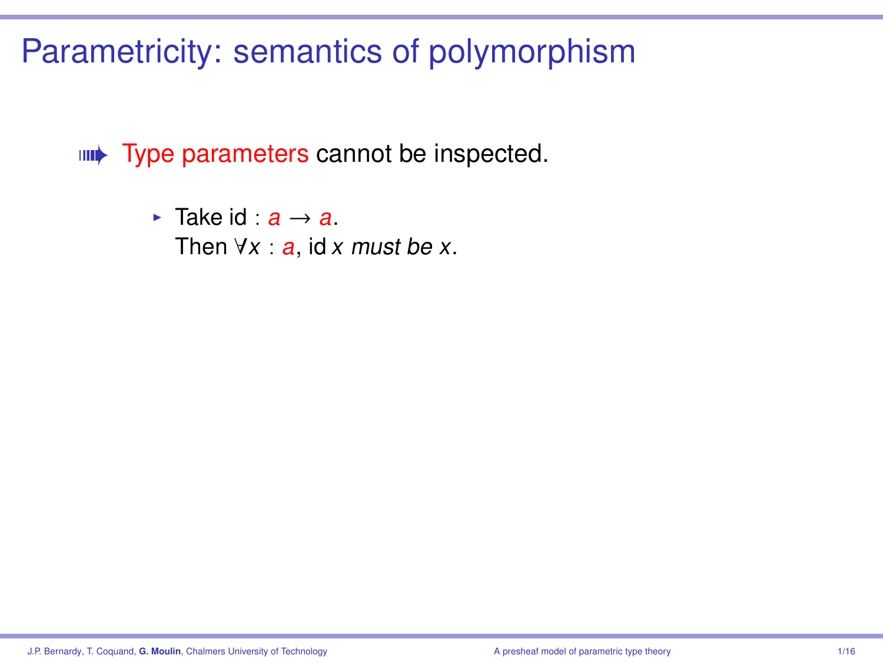# Parametricity: semantics of polymorphism

- Type parameters cannot be inspected.
  - Take id : $a \to a$.
    Then $\forall x : a$, id $x$ *must be* $x$.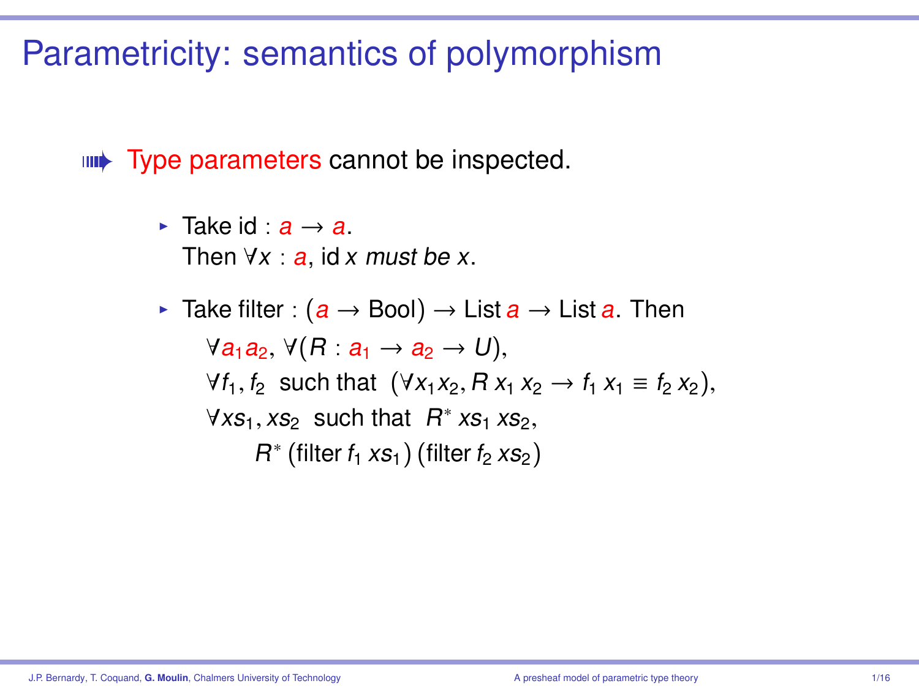# Parametricity: semantics of polymorphism

➡ Type parameters cannot be inspected.

- Take $\mathrm{id} : a \to a$.
  Then $\forall x : a$, $\mathrm{id}\ x$ *must be* $x$.

- Take $\mathrm{filter} : (a \to \mathrm{Bool}) \to \mathrm{List}\ a \to \mathrm{List}\ a$. Then

$$
\begin{aligned}
&\forall a_1 a_2,\ \forall (R : a_1 \to a_2 \to U),\\
&\forall f_1, f_2 \ \text{ such that } \ (\forall x_1 x_2, R\ x_1\ x_2 \to f_1\ x_1 \equiv f_2\ x_2),\\
&\forall xs_1, xs_2 \ \text{ such that } \ R^*\ xs_1\ xs_2,\\
&\qquad R^*\ (\mathrm{filter}\ f_1\ xs_1)\ (\mathrm{filter}\ f_2\ xs_2)
\end{aligned}
$$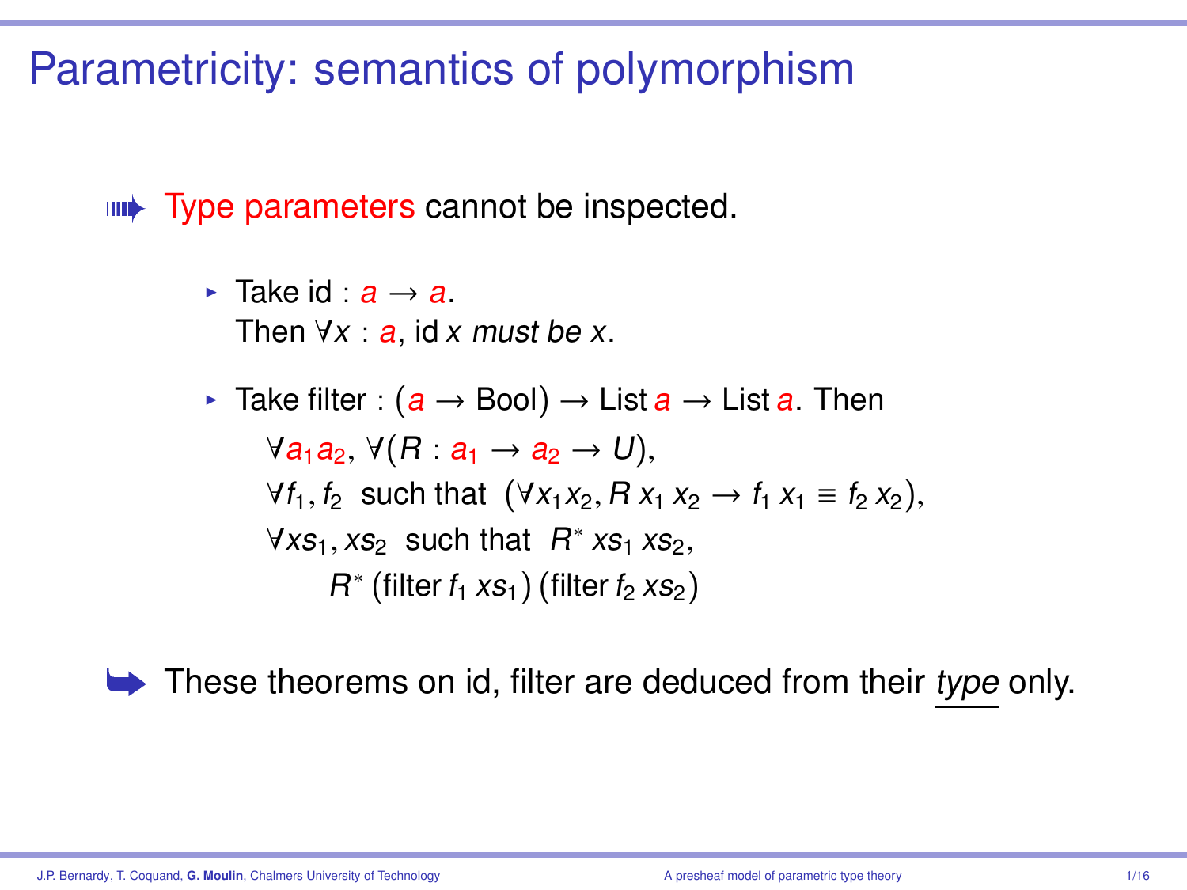# Parametricity: semantics of polymorphism

- Type parameters cannot be inspected.

  - Take $\mathrm{id} : a \to a$.
    Then $\forall x : a$, $\mathrm{id}\ x$ *must be* $x$.

  - Take $\mathrm{filter} : (a \to \mathrm{Bool}) \to \mathrm{List}\ a \to \mathrm{List}\ a$. Then

    $$\begin{aligned}
    &\forall a_1 a_2,\ \forall (R : a_1 \to a_2 \to U),\\
    &\forall f_1, f_2 \ \text{ such that } \ (\forall x_1 x_2, R\ x_1\ x_2 \to f_1\ x_1 \equiv f_2\ x_2),\\
    &\forall xs_1, xs_2 \ \text{ such that } \ R^*\ xs_1\ xs_2,\\
    &\qquad R^*\ (\mathrm{filter}\ f_1\ xs_1)\ (\mathrm{filter}\ f_2\ xs_2)
    \end{aligned}$$

- These theorems on id, filter are deduced from their *type* only.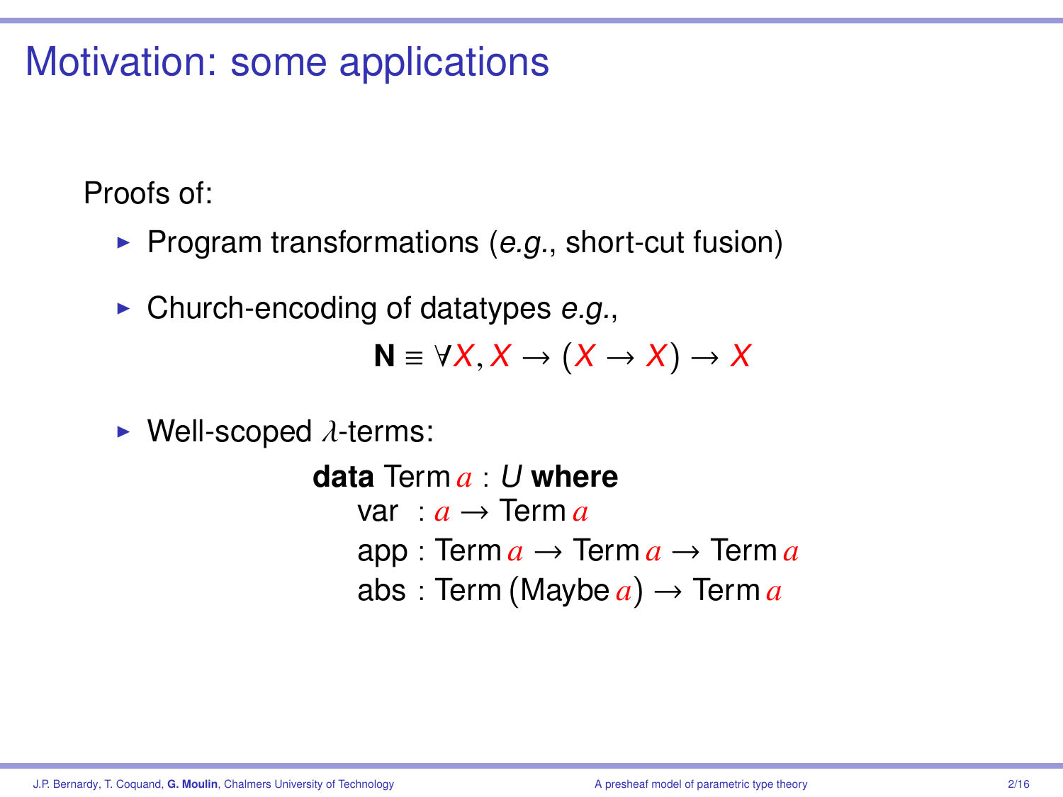# Motivation: some applications

Proofs of:

- Program transformations (*e.g.*, short-cut fusion)
- Church-encoding of datatypes *e.g.*,

$$\mathbf{N} \equiv \forall X, X \to (X \to X) \to X$$

- Well-scoped $\lambda$-terms:

$$
\begin{array}{l}
\textbf{data}\ \mathrm{Term}\ a : U\ \textbf{where} \\
\quad \mathrm{var}\ \ : a \to \mathrm{Term}\ a \\
\quad \mathrm{app} : \mathrm{Term}\ a \to \mathrm{Term}\ a \to \mathrm{Term}\ a \\
\quad \mathrm{abs}\ : \mathrm{Term}\ (\mathrm{Maybe}\ a) \to \mathrm{Term}\ a
\end{array}
$$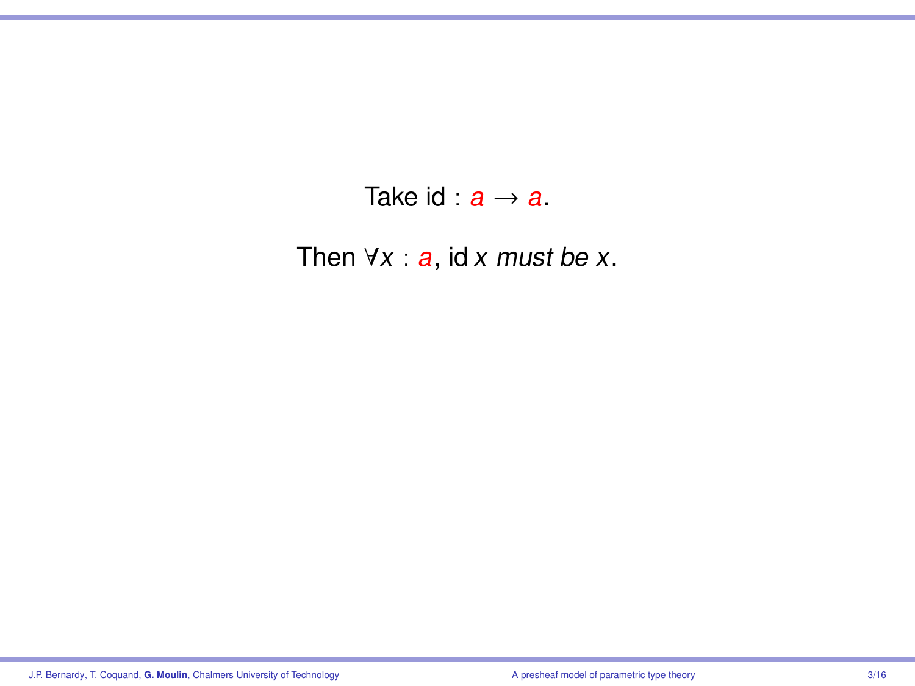Take $\text{id} : a \rightarrow a$.

Then $\forall x : a$, $\text{id}\, x$ *must be* $x$.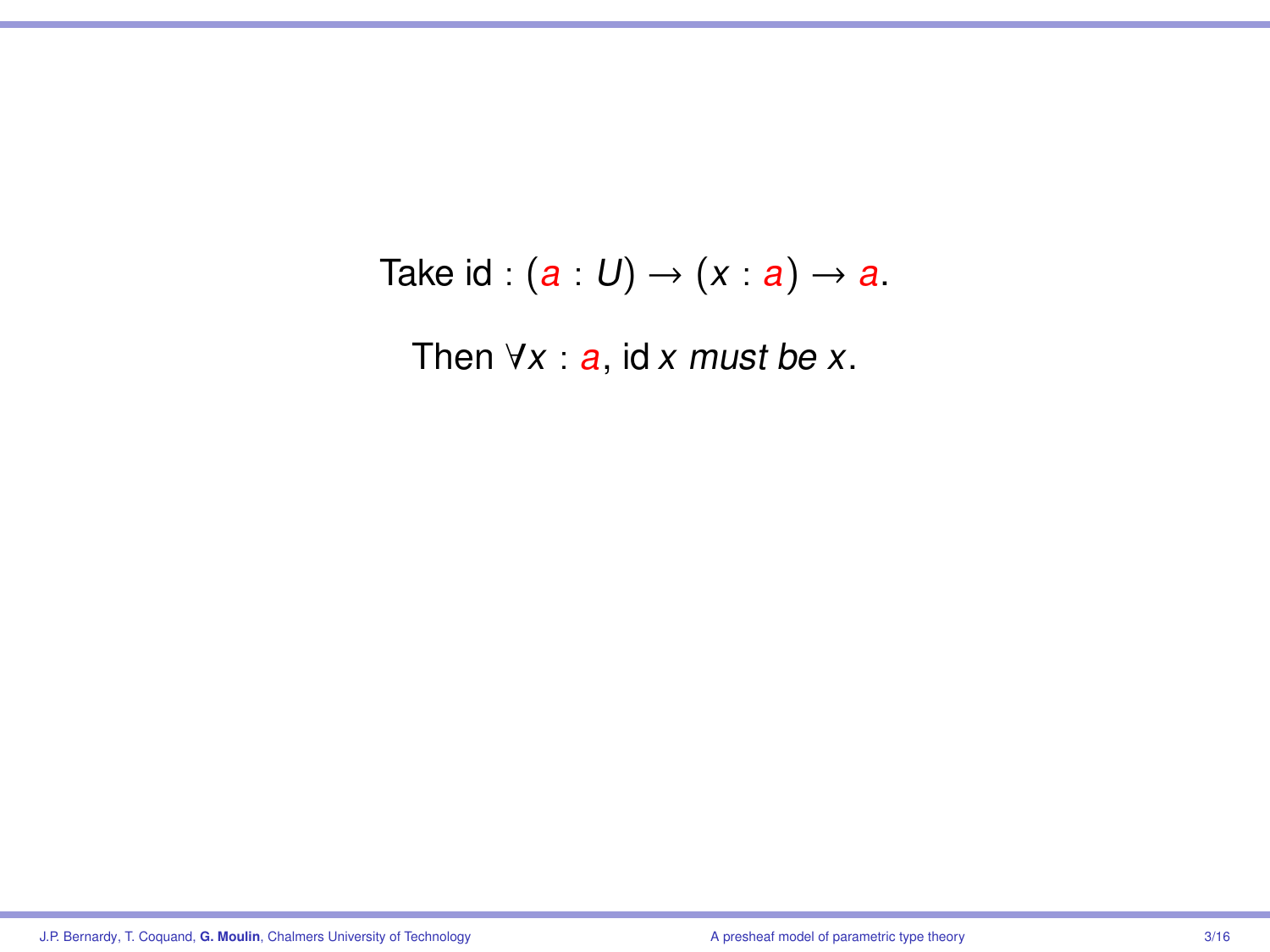Take $\mathrm{id} : (a : U) \to (x : a) \to a$.

Then $\forall x : a$, $\mathrm{id}\, x$ *must be* $x$.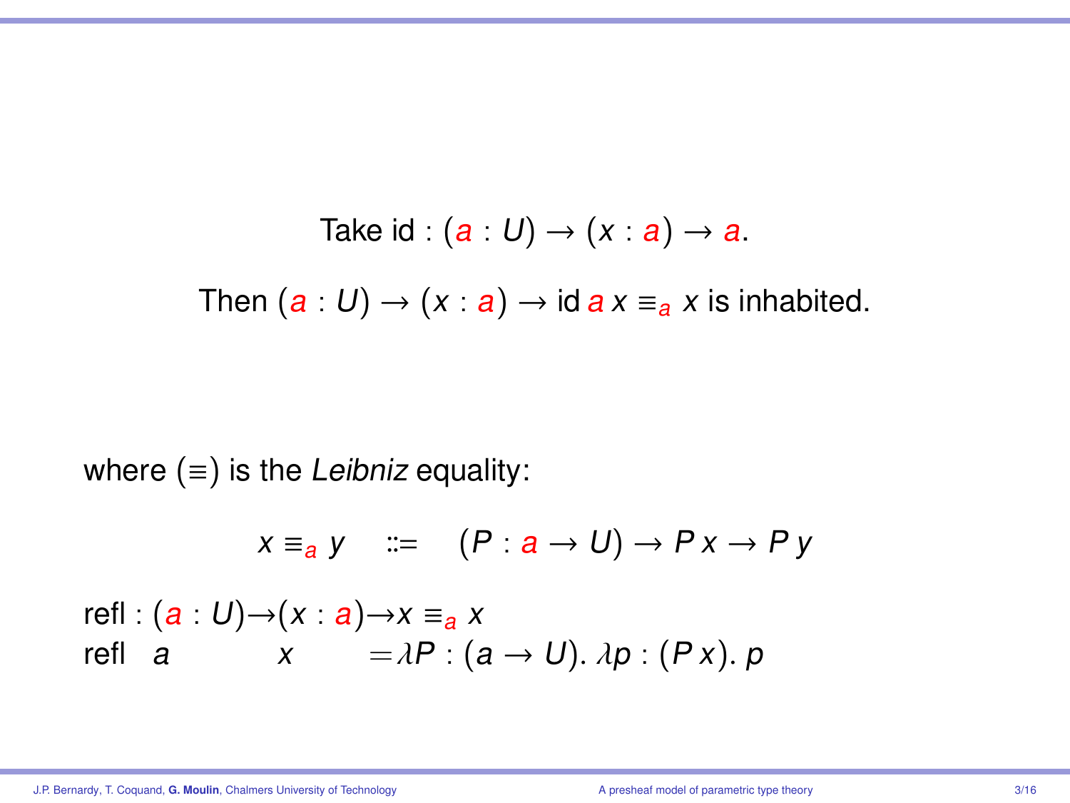$$\text{Take id} : (a : U) \to (x : a) \to a.$$

$$\text{Then } (a : U) \to (x : a) \to \text{id}\; a\; x \equiv_a x \text{ is inhabited.}$$

where $(\equiv)$ is the *Leibniz* equality:

$$x \equiv_a y \quad ::= \quad (P : a \to U) \to P\,x \to P\,y$$

$$\begin{array}{llll}
\text{refl} : & (a : U) \to & (x : a) \to & x \equiv_a x \\
\text{refl} & a & x & = \lambda P : (a \to U).\ \lambda p : (P\,x).\ p
\end{array}$$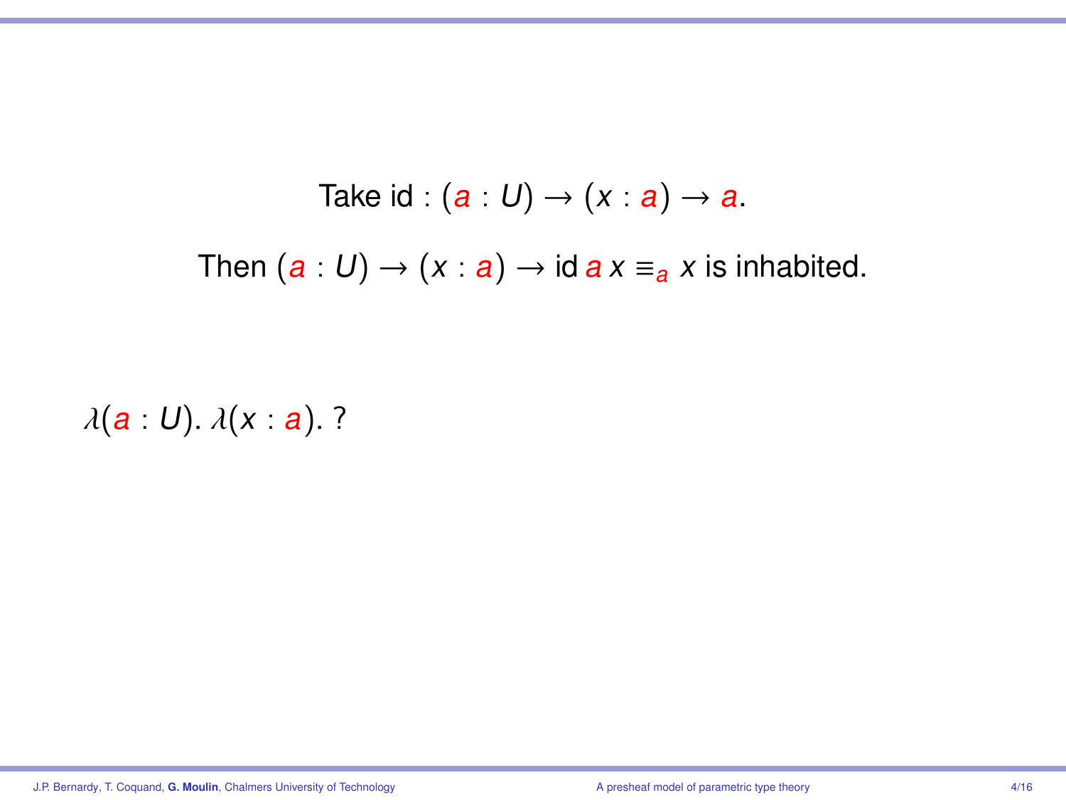Take $\mathrm{id} : (a : U) \to (x : a) \to a$.

Then $(a : U) \to (x : a) \to \mathrm{id}\ a\ x \equiv_a x$ is inhabited.

$\lambda(a : U).\ \lambda(x : a).\ ?$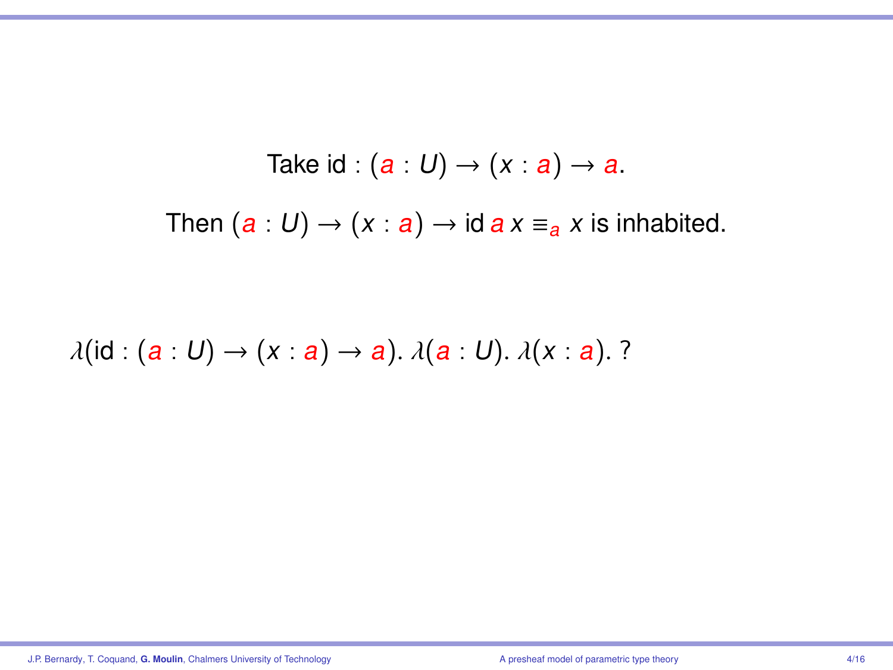Take $\text{id} : (a : U) \to (x : a) \to a$.

Then $(a : U) \to (x : a) \to \text{id}\; a\; x \equiv_a x$ is inhabited.

$$\lambda(\text{id} : (a : U) \to (x : a) \to a).\; \lambda(a : U).\; \lambda(x : a).\; ?$$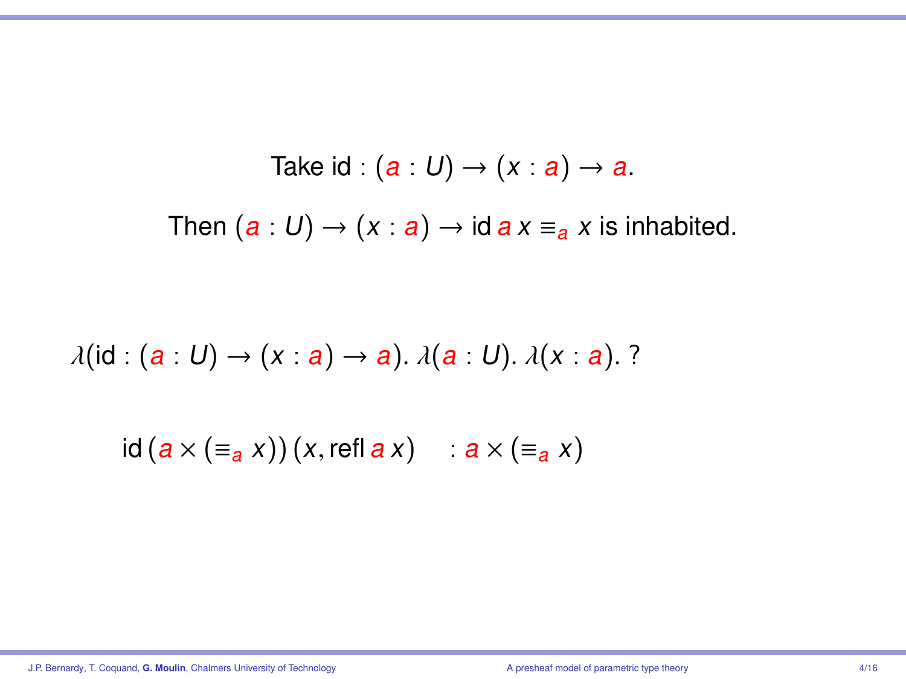Take $\mathrm{id} : (a : U) \to (x : a) \to a$.

Then $(a : U) \to (x : a) \to \mathrm{id}\; a\; x \equiv_a x$ is inhabited.

$$\lambda(\mathrm{id} : (a : U) \to (x : a) \to a).\; \lambda(a : U).\; \lambda(x : a).\; ?$$

$$\mathrm{id}\,(a \times (\equiv_a x))\,(x, \mathrm{refl}\; a\; x) \quad : a \times (\equiv_a x)$$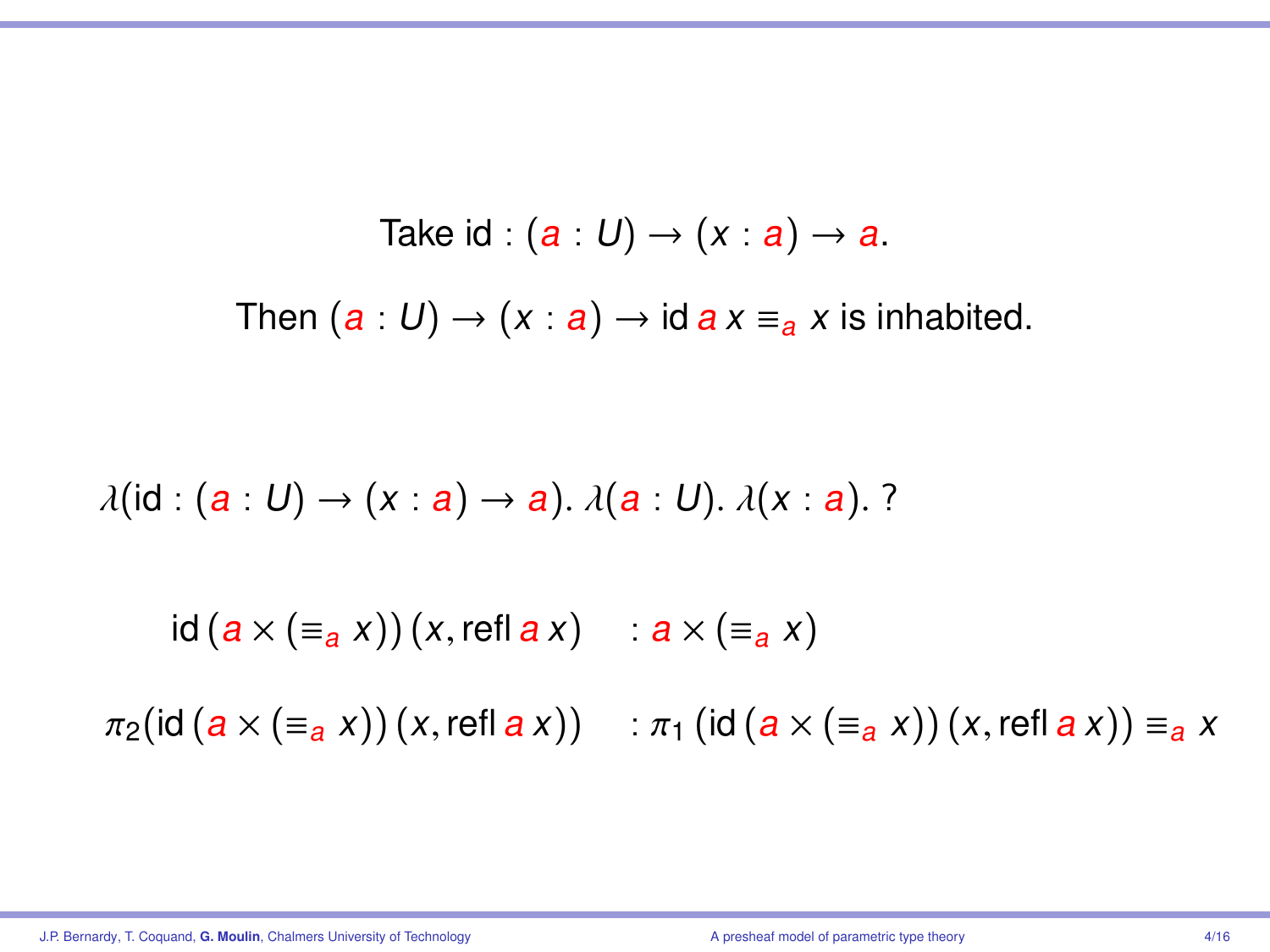Take $\mathrm{id} : (a : U) \to (x : a) \to a$.

Then $(a : U) \to (x : a) \to \mathrm{id}\ a\ x \equiv_a x$ is inhabited.

$$\lambda(\mathrm{id} : (a : U) \to (x : a) \to a).\ \lambda(a : U).\ \lambda(x : a).\ ?$$

$$\mathrm{id}\,(a \times (\equiv_a x))\,(x, \mathrm{refl}\ a\ x) \quad : a \times (\equiv_a x)$$

$$\pi_2(\mathrm{id}\,(a \times (\equiv_a x))\,(x, \mathrm{refl}\ a\ x)) \quad : \pi_1\,(\mathrm{id}\,(a \times (\equiv_a x))\,(x, \mathrm{refl}\ a\ x)) \equiv_a x$$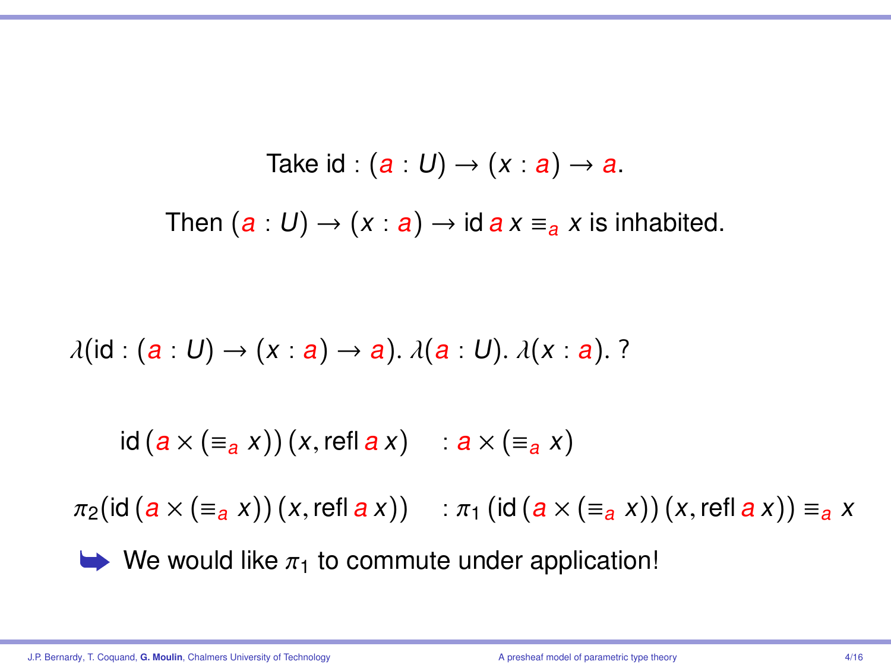Take $\mathrm{id} : (a : U) \to (x : a) \to a$.

Then $(a : U) \to (x : a) \to \mathrm{id}\; a\; x \equiv_a x$ is inhabited.

$$\lambda(\mathrm{id} : (a : U) \to (x : a) \to a).\ \lambda(a : U).\ \lambda(x : a).\ ?$$

$$\mathrm{id}\,(a \times (\equiv_a x))\,(x, \mathrm{refl}\; a\; x) \quad : a \times (\equiv_a x)$$

$$\pi_2(\mathrm{id}\,(a \times (\equiv_a x))\,(x, \mathrm{refl}\; a\; x)) \quad : \pi_1\,(\mathrm{id}\,(a \times (\equiv_a x))\,(x, \mathrm{refl}\; a\; x)) \equiv_a x$$

➡ We would like $\pi_1$ to commute under application!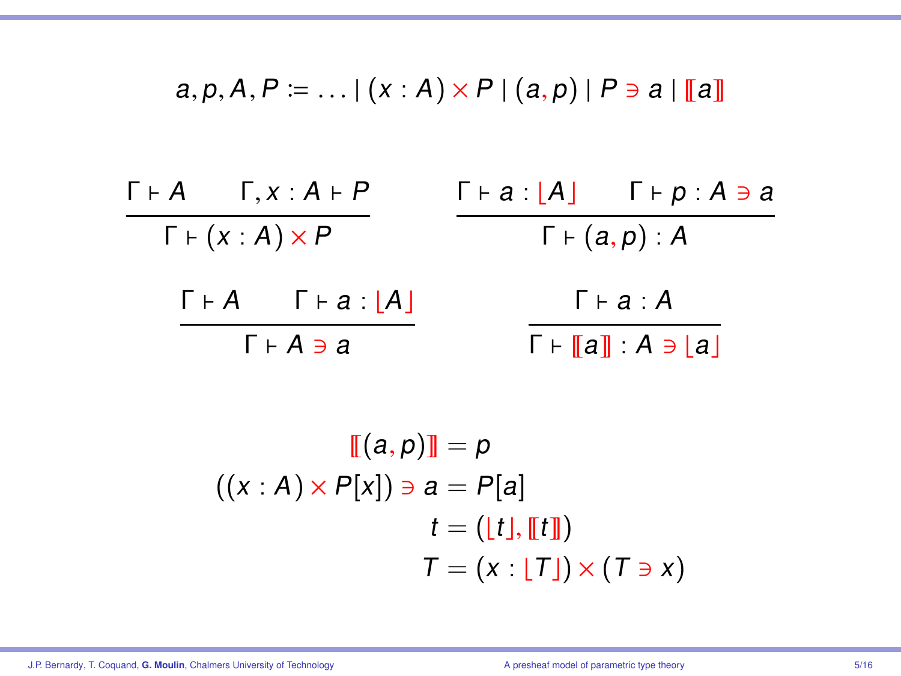$$a, p, A, P \coloneqq \ldots \mid (x : A) \times P \mid (a, p) \mid P \ni a \mid [\![a]\!]$$

$$\frac{\Gamma \vdash A \qquad \Gamma, x : A \vdash P}{\Gamma \vdash (x : A) \times P} \qquad \frac{\Gamma \vdash a : \lfloor A \rfloor \qquad \Gamma \vdash p : A \ni a}{\Gamma \vdash (a, p) : A}$$

$$\frac{\Gamma \vdash A \qquad \Gamma \vdash a : \lfloor A \rfloor}{\Gamma \vdash A \ni a} \qquad \frac{\Gamma \vdash a : A}{\Gamma \vdash [\![a]\!] : A \ni \lfloor a \rfloor}$$

$$\begin{aligned}
[\![(a, p)]\!] &= p \\
((x : A) \times P[x]) \ni a &= P[a] \\
t &= (\lfloor t \rfloor, [\![t]\!]) \\
T &= (x : \lfloor T \rfloor) \times (T \ni x)
\end{aligned}$$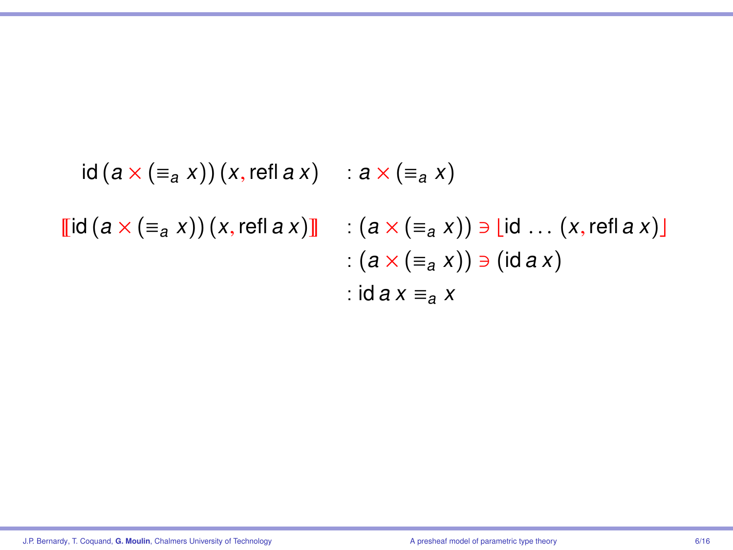$$\mathrm{id}\,(a \times (\equiv_a x))\,(x, \mathrm{refl}\,a\,x) \quad : a \times (\equiv_a x)$$

$$\begin{aligned}
[\![\mathrm{id}\,(a \times (\equiv_a x))\,(x, \mathrm{refl}\,a\,x)]\!] \quad &: (a \times (\equiv_a x)) \ni \lfloor \mathrm{id}\ \ldots\ (x, \mathrm{refl}\,a\,x) \rfloor \\
&: (a \times (\equiv_a x)) \ni (\mathrm{id}\,a\,x) \\
&: \mathrm{id}\,a\,x \equiv_a x
\end{aligned}$$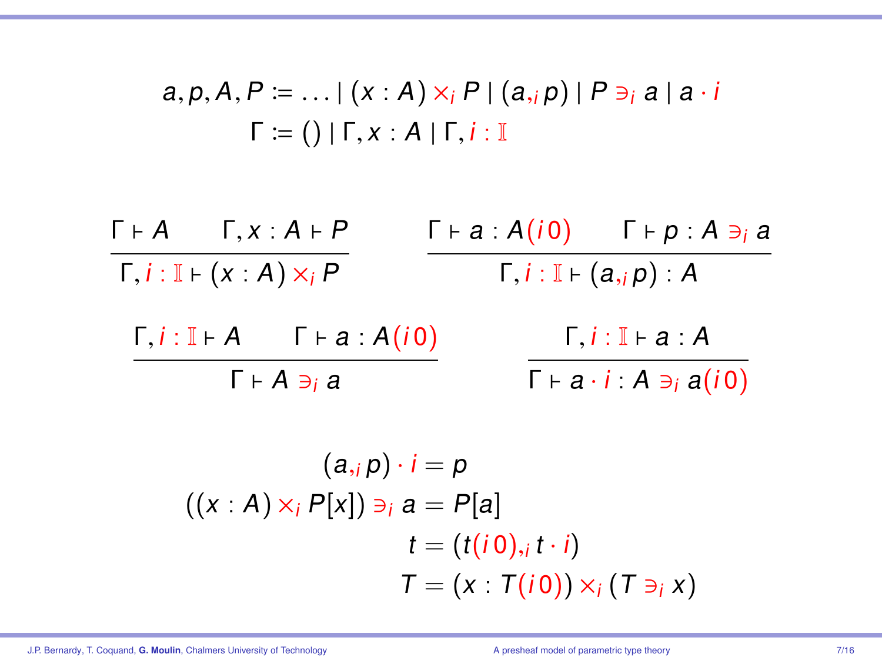$$a, p, A, P \coloneqq \ldots \mid (x : A) \times_i P \mid (a ,_i p) \mid P \ni_i a \mid a \cdot i$$
$$\Gamma \coloneqq () \mid \Gamma, x : A \mid \Gamma, i : \mathbb{I}$$

$$\frac{\Gamma \vdash A \qquad \Gamma, x : A \vdash P}{\Gamma, i : \mathbb{I} \vdash (x : A) \times_i P} \qquad \frac{\Gamma \vdash a : A(i\,0) \qquad \Gamma \vdash p : A \ni_i a}{\Gamma, i : \mathbb{I} \vdash (a ,_i p) : A}$$

$$\frac{\Gamma, i : \mathbb{I} \vdash A \qquad \Gamma \vdash a : A(i\,0)}{\Gamma \vdash A \ni_i a} \qquad \frac{\Gamma, i : \mathbb{I} \vdash a : A}{\Gamma \vdash a \cdot i : A \ni_i a(i\,0)}$$

$$(a ,_i p) \cdot i = p$$
$$((x : A) \times_i P[x]) \ni_i a = P[a]$$
$$t = (t(i\,0) ,_i t \cdot i)$$
$$T = (x : T(i\,0)) \times_i (T \ni_i x)$$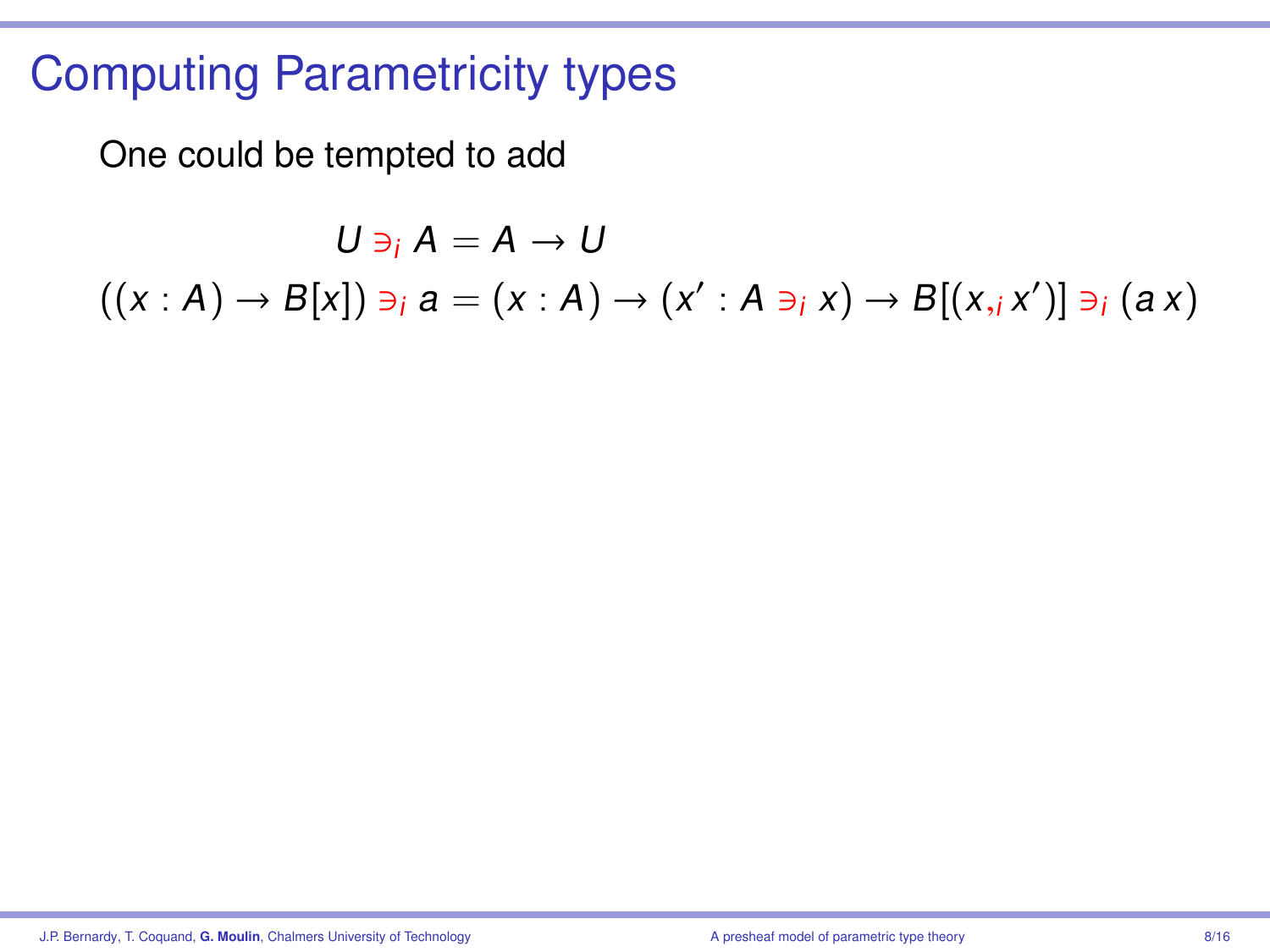# Computing Parametricity types

One could be tempted to add

$$U \ni_i A = A \to U$$

$$((x : A) \to B[x]) \ni_i a = (x : A) \to (x' : A \ni_i x) \to B[(x,_i x')] \ni_i (a\, x)$$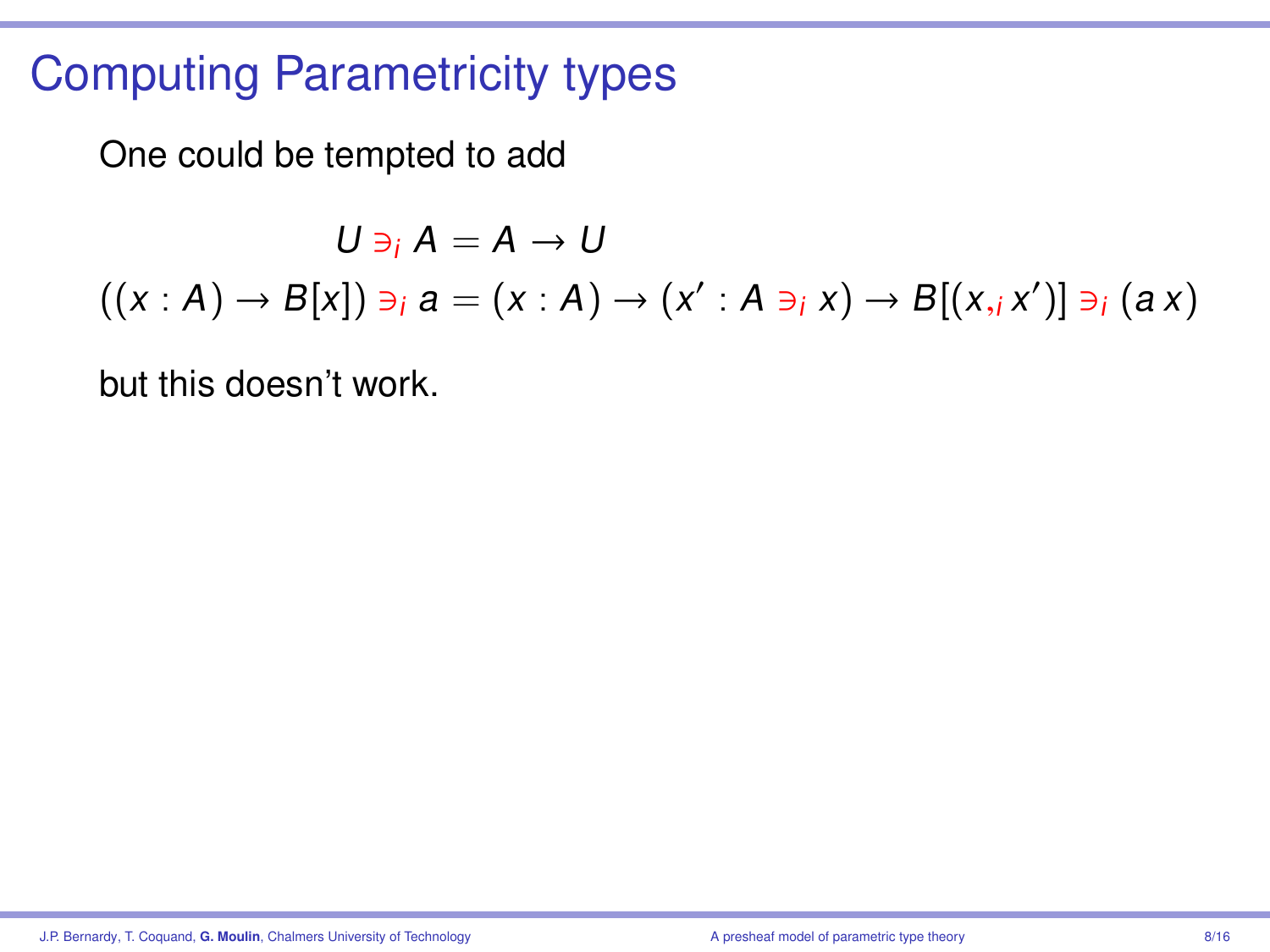# Computing Parametricity types

One could be tempted to add

$$U \ni_i A = A \to U$$

$$((x : A) \to B[x]) \ni_i a = (x : A) \to (x' : A \ni_i x) \to B[(x ,_i x')] \ni_i (a\, x)$$

but this doesn't work.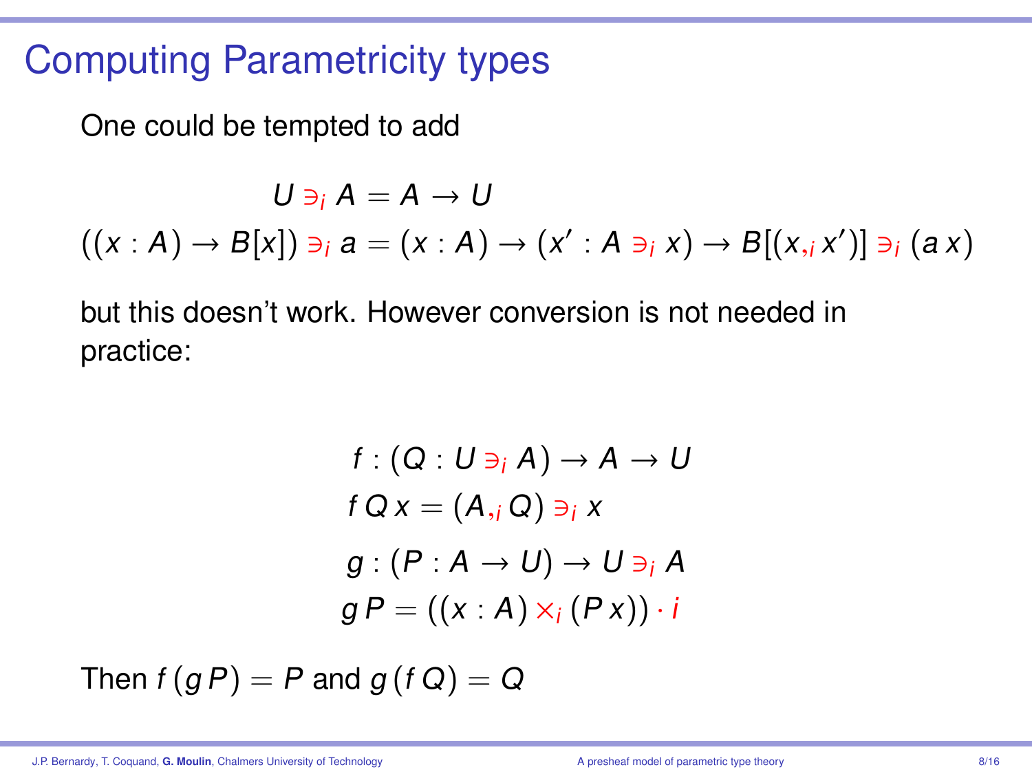# Computing Parametricity types

One could be tempted to add

$$U \ni_i A = A \to U$$

$$((x : A) \to B[x]) \ni_i a = (x : A) \to (x' : A \ni_i x) \to B[(x,_i x')] \ni_i (a\, x)$$

but this doesn't work. However conversion is not needed in practice:

$$f : (Q : U \ni_i A) \to A \to U$$

$$f\, Q\, x = (A,_i Q) \ni_i x$$

$$g : (P : A \to U) \to U \ni_i A$$

$$g\, P = ((x : A) \times_i (P\, x)) \cdot i$$

Then $f\,(g\, P) = P$ and $g\,(f\, Q) = Q$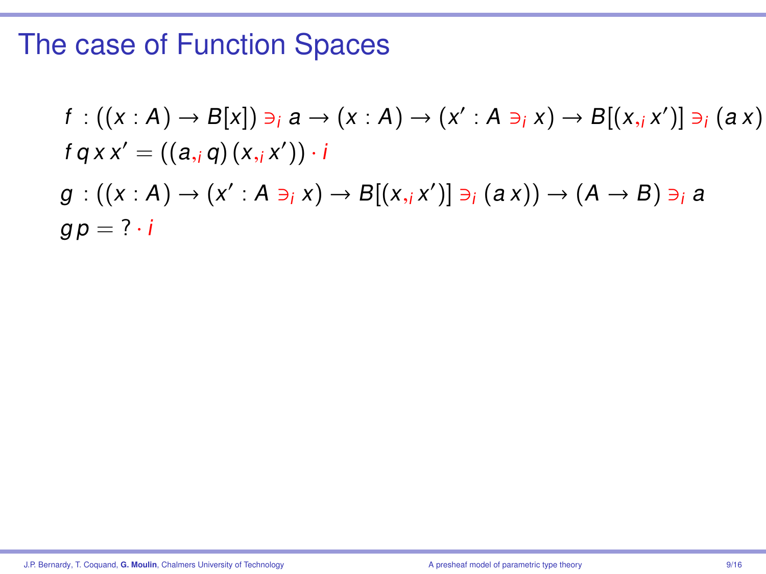# The case of Function Spaces

$$f : ((x : A) \to B[x]) \ni_i a \to (x : A) \to (x' : A \ni_i x) \to B[(x,_i x')] \ni_i (a\, x)$$

$$f\, q\, x\, x' = ((a,_i q)\, (x,_i x')) \cdot i$$

$$g : ((x : A) \to (x' : A \ni_i x) \to B[(x,_i x')] \ni_i (a\, x)) \to (A \to B) \ni_i a$$

$$g\, p = ? \cdot i$$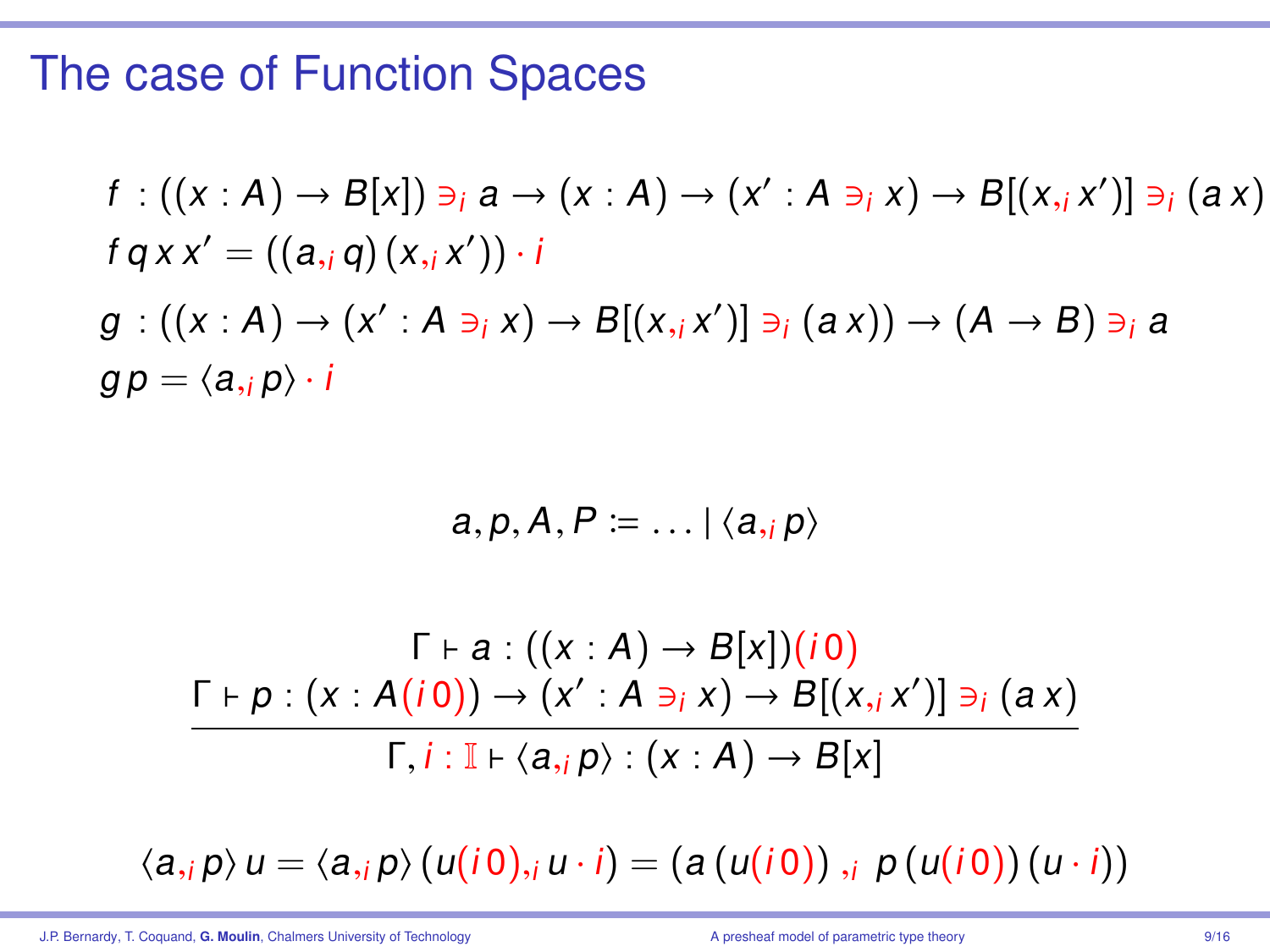# The case of Function Spaces

$$f : ((x : A) \to B[x]) \ni_i a \to (x : A) \to (x' : A \ni_i x) \to B[(x,_i x')] \ni_i (a\, x)$$

$$f\, q\, x\, x' = ((a,_i q)\,(x,_i x')) \cdot i$$

$$g : ((x : A) \to (x' : A \ni_i x) \to B[(x,_i x')] \ni_i (a\, x)) \to (A \to B) \ni_i a$$

$$g\, p = \langle a,_i p\rangle \cdot i$$

$$a, p, A, P \coloneqq \ldots \mid \langle a,_i p\rangle$$

$$\frac{\Gamma \vdash a : ((x : A) \to B[x])(i\, 0) \qquad \Gamma \vdash p : (x : A(i\, 0)) \to (x' : A \ni_i x) \to B[(x,_i x')] \ni_i (a\, x)}{\Gamma, i : \mathbb{I} \vdash \langle a,_i p\rangle : (x : A) \to B[x]}$$

$$\langle a,_i p\rangle\, u = \langle a,_i p\rangle\,(u(i\, 0),_i u \cdot i) = (a\,(u(i\, 0)) \;,_i\; p\,(u(i\, 0))\,(u \cdot i))$$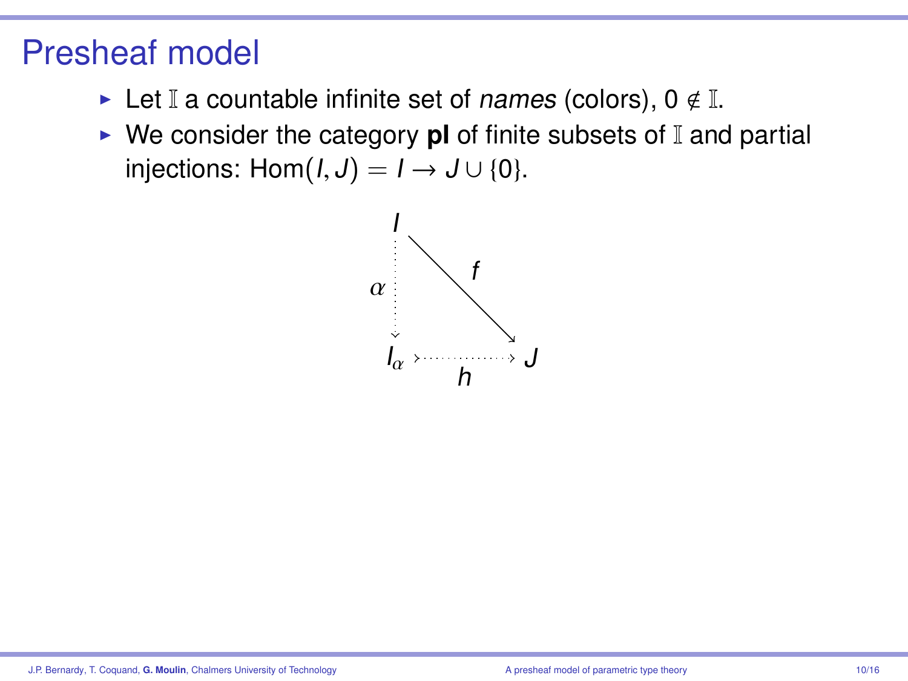# Presheaf model

- Let $\mathbb{I}$ a countable infinite set of *names* (colors), $0 \notin \mathbb{I}$.
- We consider the category **pI** of finite subsets of $\mathbb{I}$ and partial injections: $\mathrm{Hom}(I, J) = I \to J \cup \{0\}$.

$$
\begin{array}{ccc}
I & & \\
\alpha \,\vdots & \searrow^{f} & \\
I_\alpha & \overset{h}{\rightarrowtail} & J
\end{array}
$$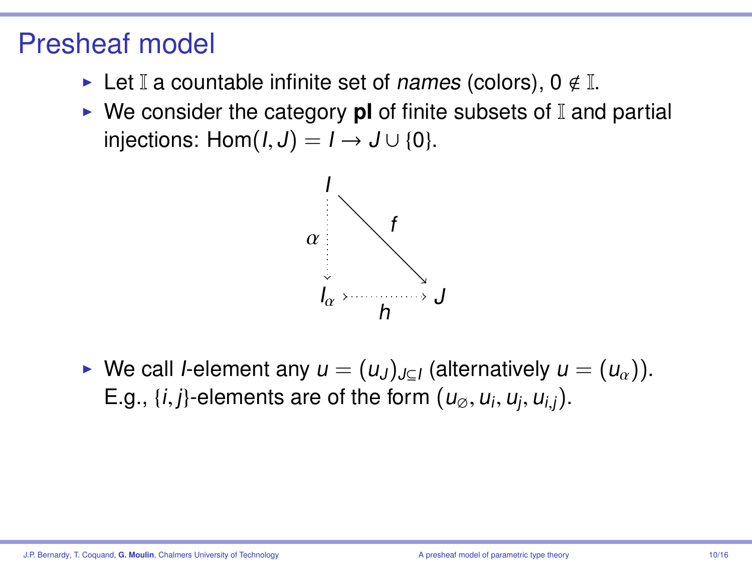# Presheaf model

- Let $\mathbb{I}$ a countable infinite set of *names* (colors), $0 \notin \mathbb{I}$.
- We consider the category **pI** of finite subsets of $\mathbb{I}$ and partial injections: $\mathrm{Hom}(I, J) = I \to J \cup \{0\}$.

$$
\begin{array}{ccc}
I & & \\
\vdots\,\alpha & \searrow^{f} & \\
I_\alpha & \overset{h}{\rightarrowtail} & J
\end{array}
$$

- We call $I$-element any $u = (u_J)_{J \subseteq I}$ (alternatively $u = (u_\alpha)$). E.g., $\{i, j\}$-elements are of the form $(u_\varnothing, u_i, u_j, u_{i,j})$.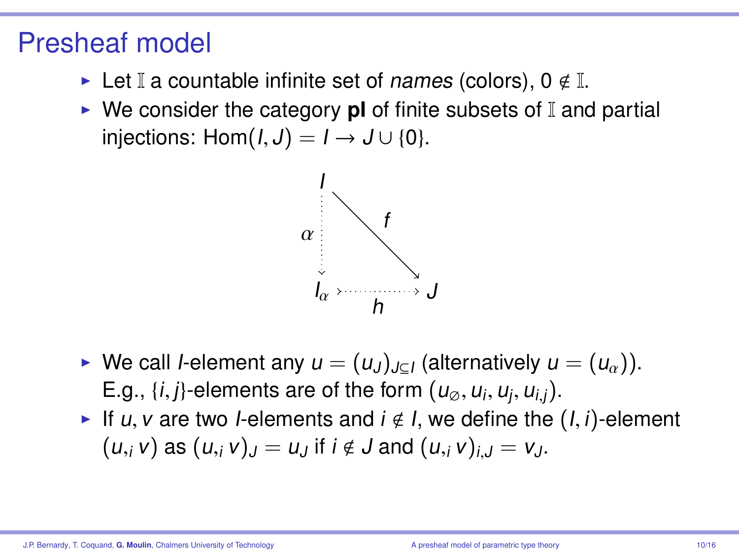# Presheaf model

- Let $\mathbb{I}$ a countable infinite set of *names* (colors), $0 \notin \mathbb{I}$.
- We consider the category **pI** of finite subsets of $\mathbb{I}$ and partial injections: $\mathrm{Hom}(I, J) = I \to J \cup \{0\}$.

$$
\begin{array}{ccc}
I & & \\
\alpha \downarrow & \searrow^{f} & \\
I_\alpha & \xrightarrow[h]{} & J
\end{array}
$$

- We call $I$-element any $u = (u_J)_{J \subseteq I}$ (alternatively $u = (u_\alpha)$). E.g., $\{i, j\}$-elements are of the form $(u_\varnothing, u_i, u_j, u_{i,j})$.
- If $u, v$ are two $I$-elements and $i \notin I$, we define the $(I, i)$-element $(u,_i\, v)$ as $(u,_i\, v)_J = u_J$ if $i \notin J$ and $(u,_i\, v)_{i,J} = v_J$.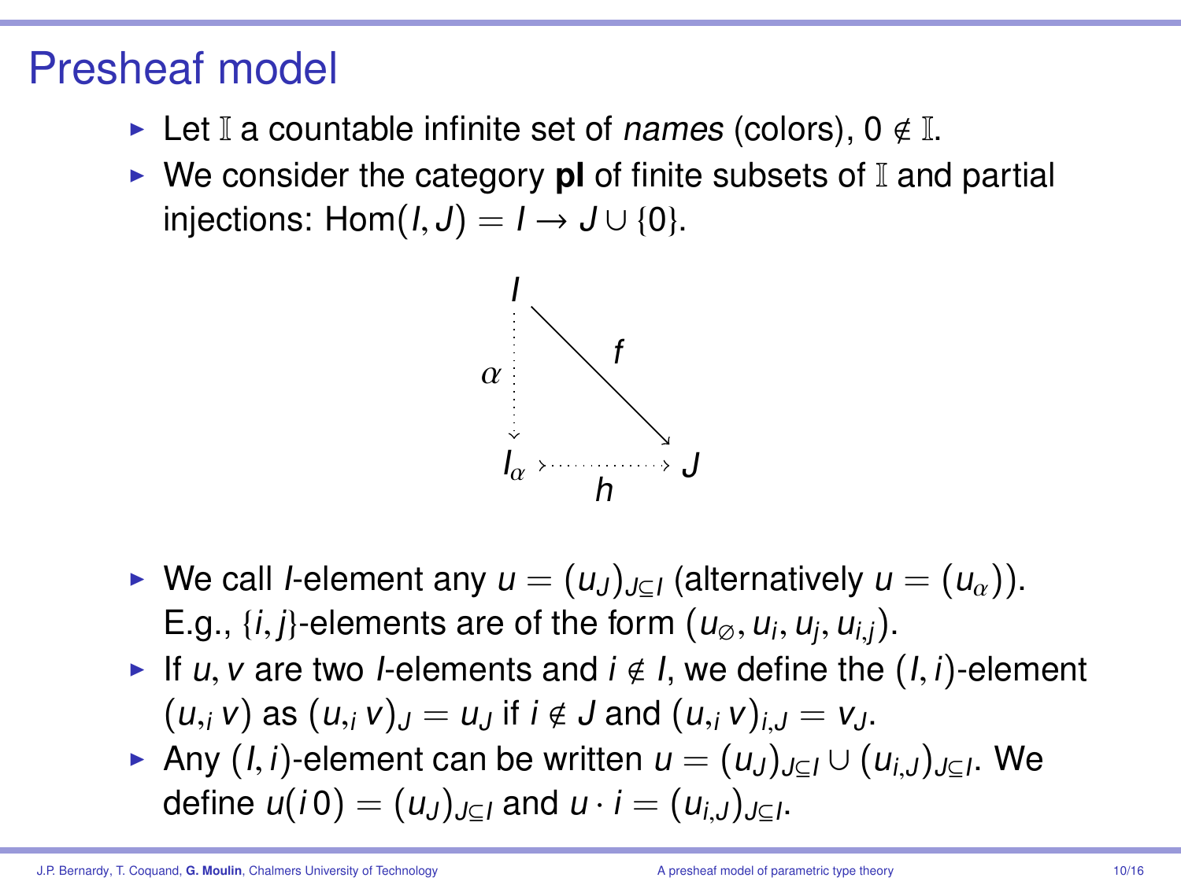# Presheaf model

- Let $\mathbb{I}$ a countable infinite set of *names* (colors), $0 \notin \mathbb{I}$.
- We consider the category **pI** of finite subsets of $\mathbb{I}$ and partial injections: $\text{Hom}(I, J) = I \to J \cup \{0\}$.

$$
\begin{array}{ccc}
I & & \\
\vdots\ \alpha & \searrow^{f} & \\
I_\alpha & \overset{h}{\rightarrowtail} & J
\end{array}
$$

- We call $I$-element any $u = (u_J)_{J \subseteq I}$ (alternatively $u = (u_\alpha)$). E.g., $\{i, j\}$-elements are of the form $(u_\varnothing, u_i, u_j, u_{i,j})$.
- If $u, v$ are two $I$-elements and $i \notin I$, we define the $(I, i)$-element $(u,_i\, v)$ as $(u,_i\, v)_J = u_J$ if $i \notin J$ and $(u,_i\, v)_{i,J} = v_J$.
- Any $(I, i)$-element can be written $u = (u_J)_{J \subseteq I} \cup (u_{i,J})_{J \subseteq I}$. We define $u(i\,0) = (u_J)_{J \subseteq I}$ and $u \cdot i = (u_{i,J})_{J \subseteq I}$.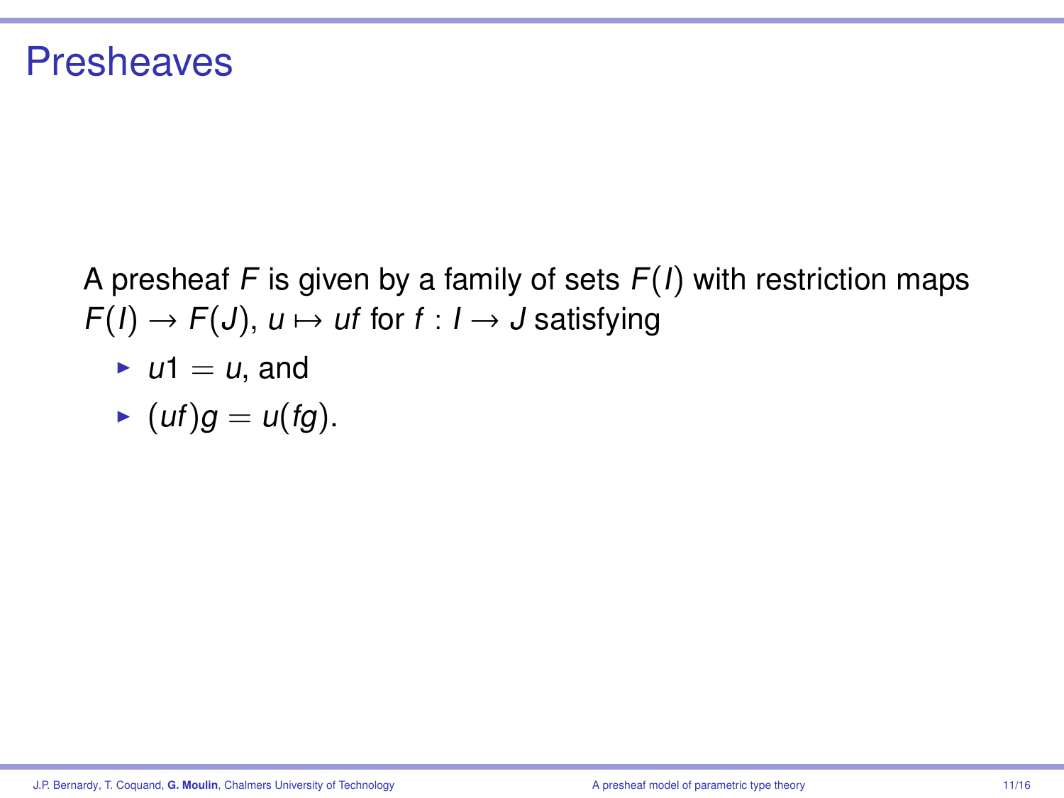# Presheaves

A presheaf $F$ is given by a family of sets $F(I)$ with restriction maps $F(I) \to F(J)$, $u \mapsto uf$ for $f : I \to J$ satisfying

- $u1 = u$, and
- $(uf)g = u(fg)$.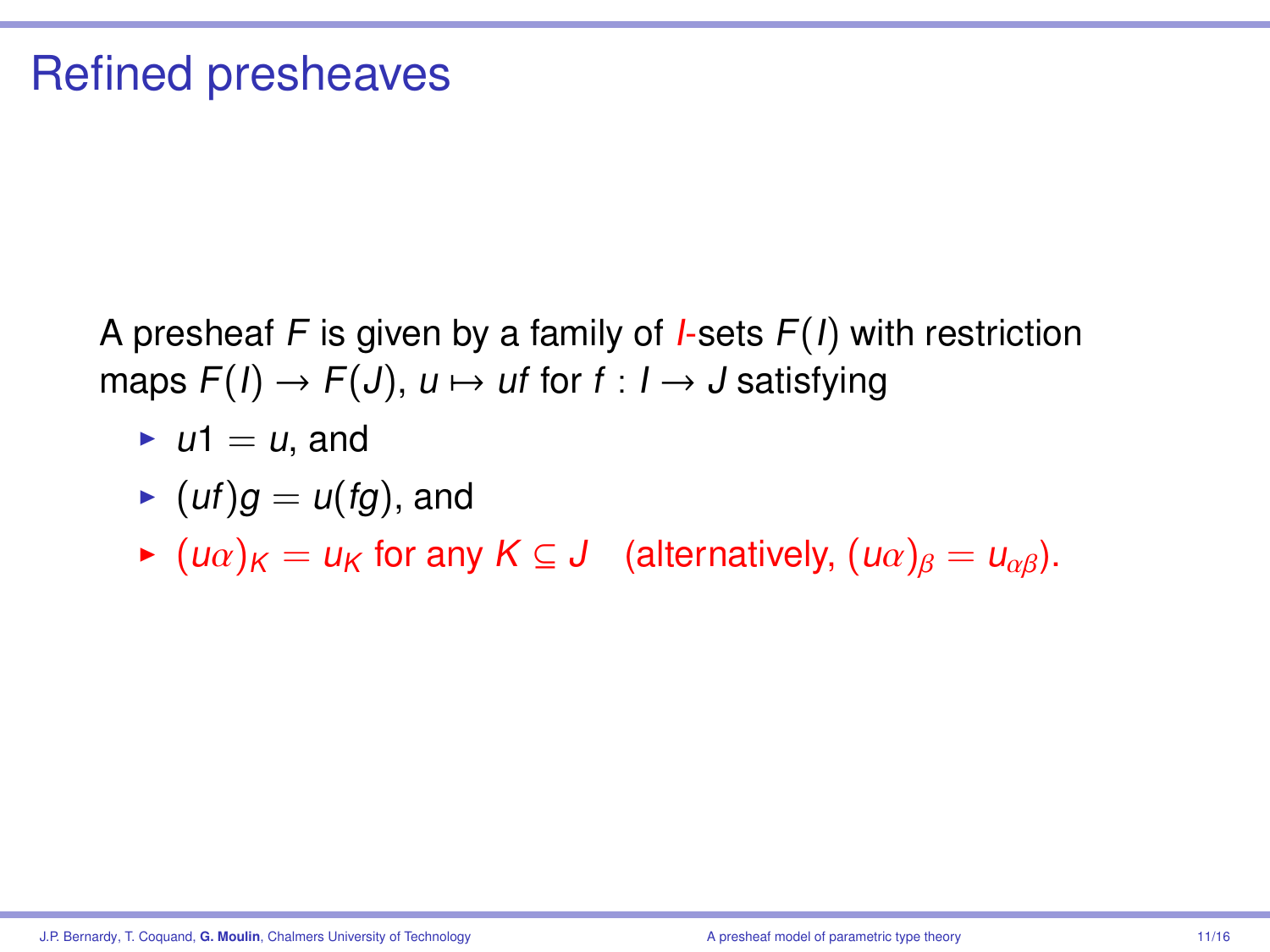# Refined presheaves

A presheaf $F$ is given by a family of $I$-sets $F(I)$ with restriction maps $F(I) \to F(J)$, $u \mapsto uf$ for $f : I \to J$ satisfying

- $u1 = u$, and
- $(uf)g = u(fg)$, and
- $(u\alpha)_K = u_K$ for any $K \subseteq J$ (alternatively, $(u\alpha)_\beta = u_{\alpha\beta}$).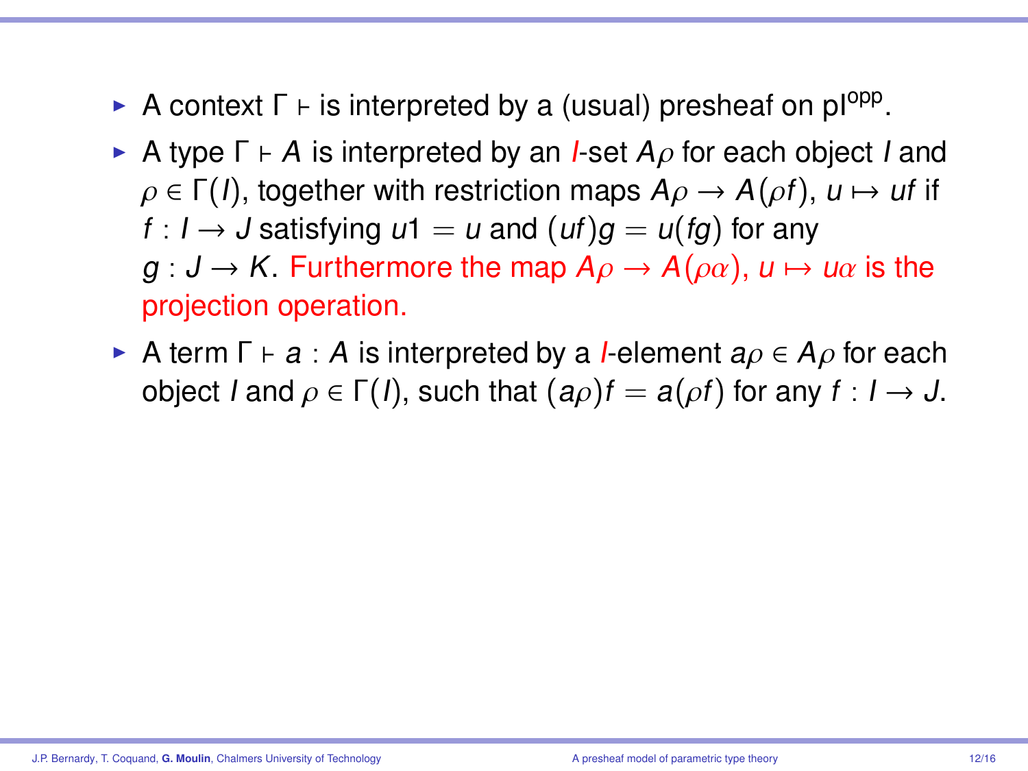- A context $\Gamma \vdash$ is interpreted by a (usual) presheaf on $\mathrm{pI}^{\mathrm{opp}}$.
- A type $\Gamma \vdash A$ is interpreted by an $I$-set $A\rho$ for each object $I$ and $\rho \in \Gamma(I)$, together with restriction maps $A\rho \to A(\rho f)$, $u \mapsto uf$ if $f : I \to J$ satisfying $u1 = u$ and $(uf)g = u(fg)$ for any $g : J \to K$. Furthermore the map $A\rho \to A(\rho\alpha)$, $u \mapsto u\alpha$ is the projection operation.
- A term $\Gamma \vdash a : A$ is interpreted by a $I$-element $a\rho \in A\rho$ for each object $I$ and $\rho \in \Gamma(I)$, such that $(a\rho)f = a(\rho f)$ for any $f : I \to J$.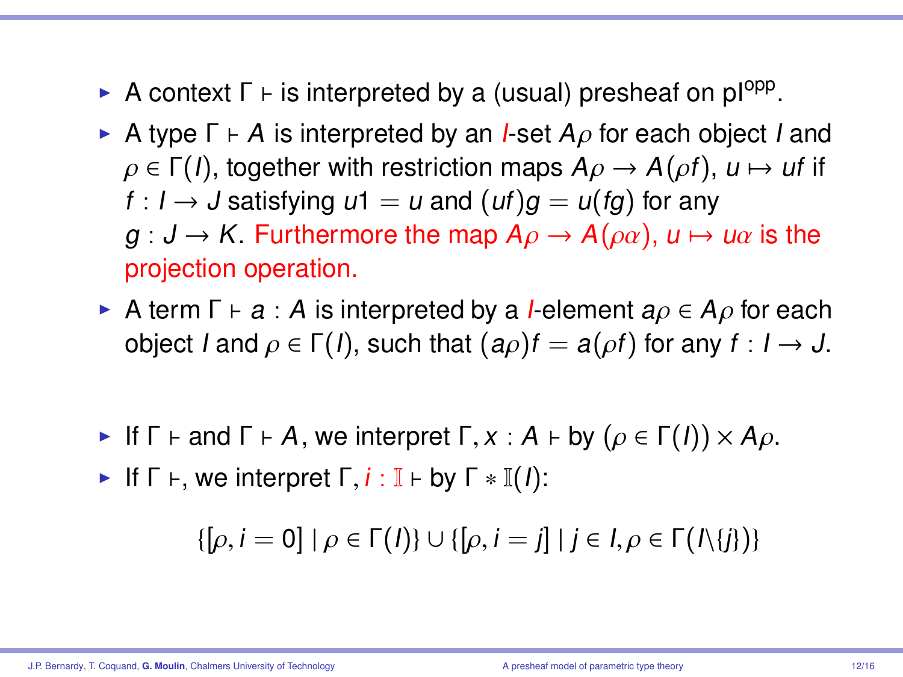- A context $\Gamma \vdash$ is interpreted by a (usual) presheaf on $\mathsf{pI}^{\mathsf{opp}}$.
- A type $\Gamma \vdash A$ is interpreted by an $I$-set $A\rho$ for each object $I$ and $\rho \in \Gamma(I)$, together with restriction maps $A\rho \to A(\rho f)$, $u \mapsto uf$ if $f : I \to J$ satisfying $u1 = u$ and $(uf)g = u(fg)$ for any $g : J \to K$. Furthermore the map $A\rho \to A(\rho\alpha)$, $u \mapsto u\alpha$ is the projection operation.
- A term $\Gamma \vdash a : A$ is interpreted by a $I$-element $a\rho \in A\rho$ for each object $I$ and $\rho \in \Gamma(I)$, such that $(a\rho)f = a(\rho f)$ for any $f : I \to J$.

- If $\Gamma \vdash$ and $\Gamma \vdash A$, we interpret $\Gamma, x : A \vdash$ by $(\rho \in \Gamma(I)) \times A\rho$.
- If $\Gamma \vdash$, we interpret $\Gamma, i : \mathbb{I} \vdash$ by $\Gamma * \mathbb{I}(I)$:

$$\{[\rho, i = 0] \mid \rho \in \Gamma(I)\} \cup \{[\rho, i = j] \mid j \in I, \rho \in \Gamma(I \backslash \{j\})\}$$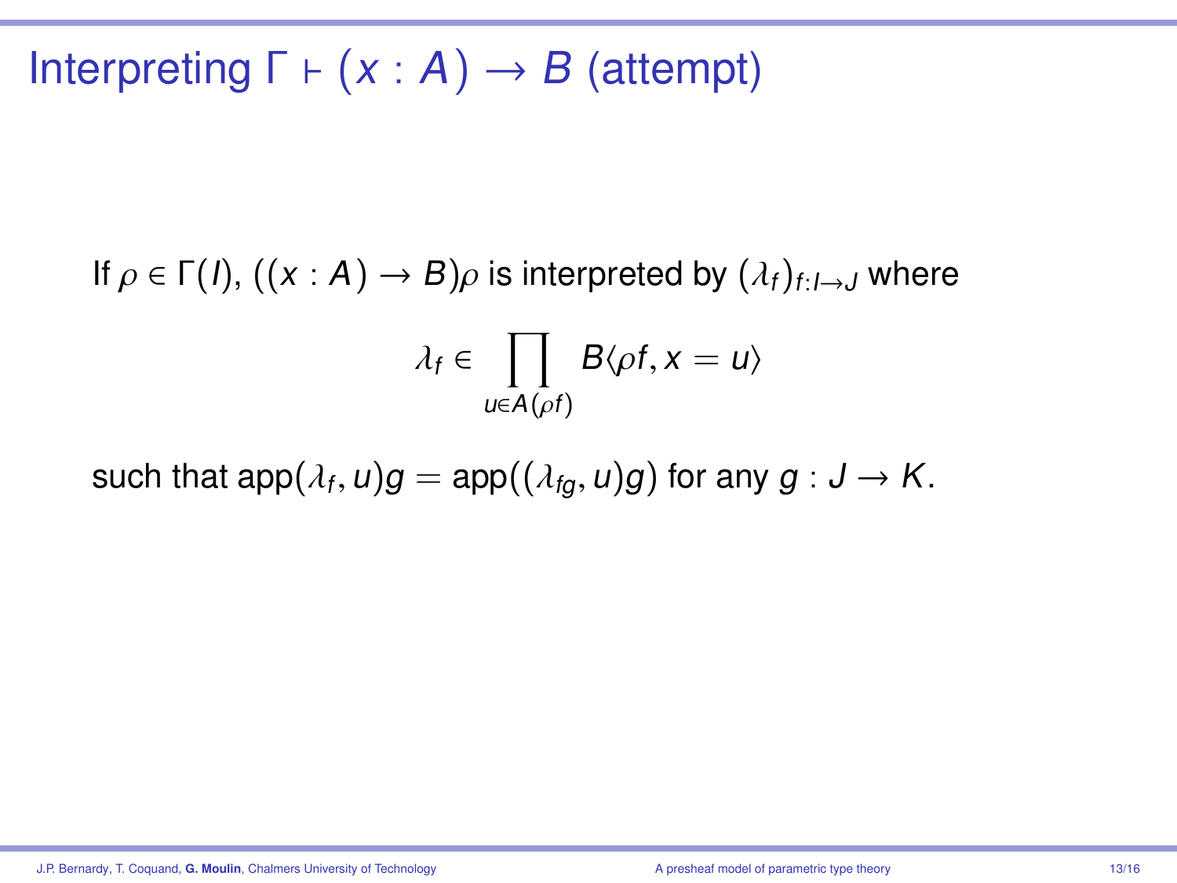# Interpreting $\Gamma \vdash (x : A) \to B$ (attempt)

If $\rho \in \Gamma(I)$, $((x : A) \to B)\rho$ is interpreted by $(\lambda_f)_{f:I \to J}$ where

$$\lambda_f \in \prod_{u \in A(\rho f)} B\langle \rho f, x = u \rangle$$

such that $\mathrm{app}(\lambda_f, u)g = \mathrm{app}((\lambda_{fg}, u)g)$ for any $g : J \to K$.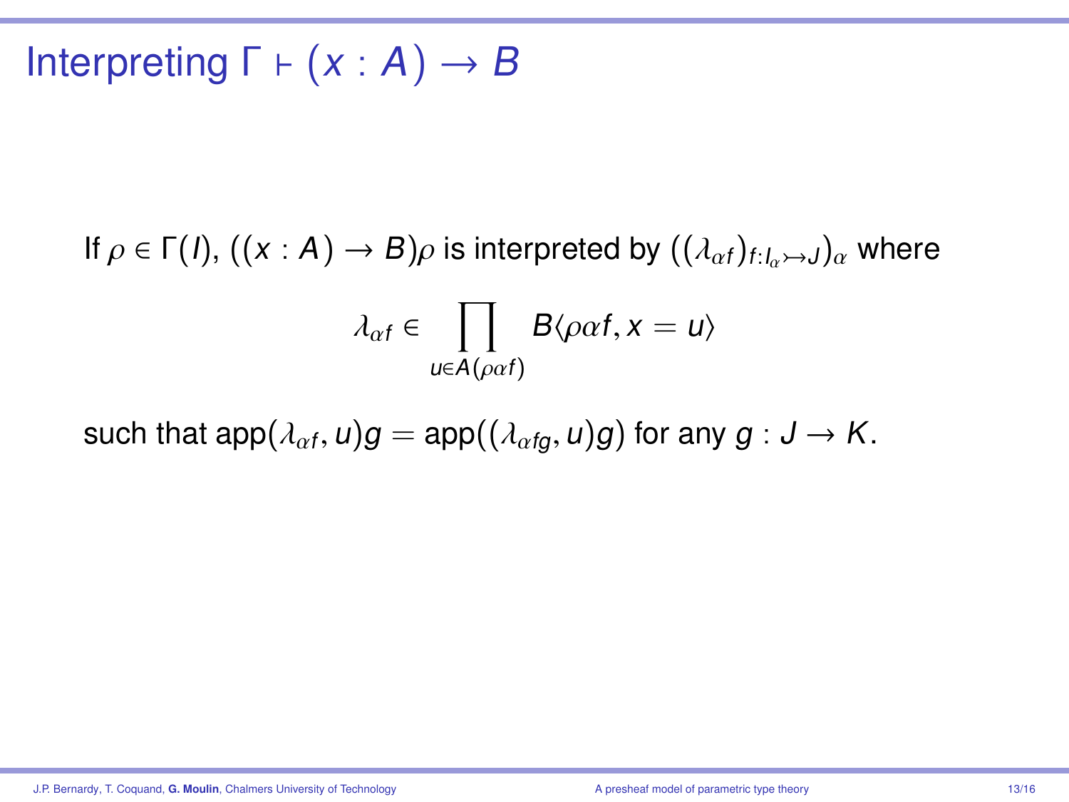# Interpreting $\Gamma \vdash (x : A) \to B$

If $\rho \in \Gamma(I)$, $((x : A) \to B)\rho$ is interpreted by $((\lambda_{\alpha f})_{f : I_\alpha \rightarrowtail J})_\alpha$ where

$$\lambda_{\alpha f} \in \prod_{u \in A(\rho\alpha f)} B\langle \rho\alpha f, x = u \rangle$$

such that $\mathsf{app}(\lambda_{\alpha f}, u)g = \mathsf{app}((\lambda_{\alpha fg}, u)g)$ for any $g : J \to K$.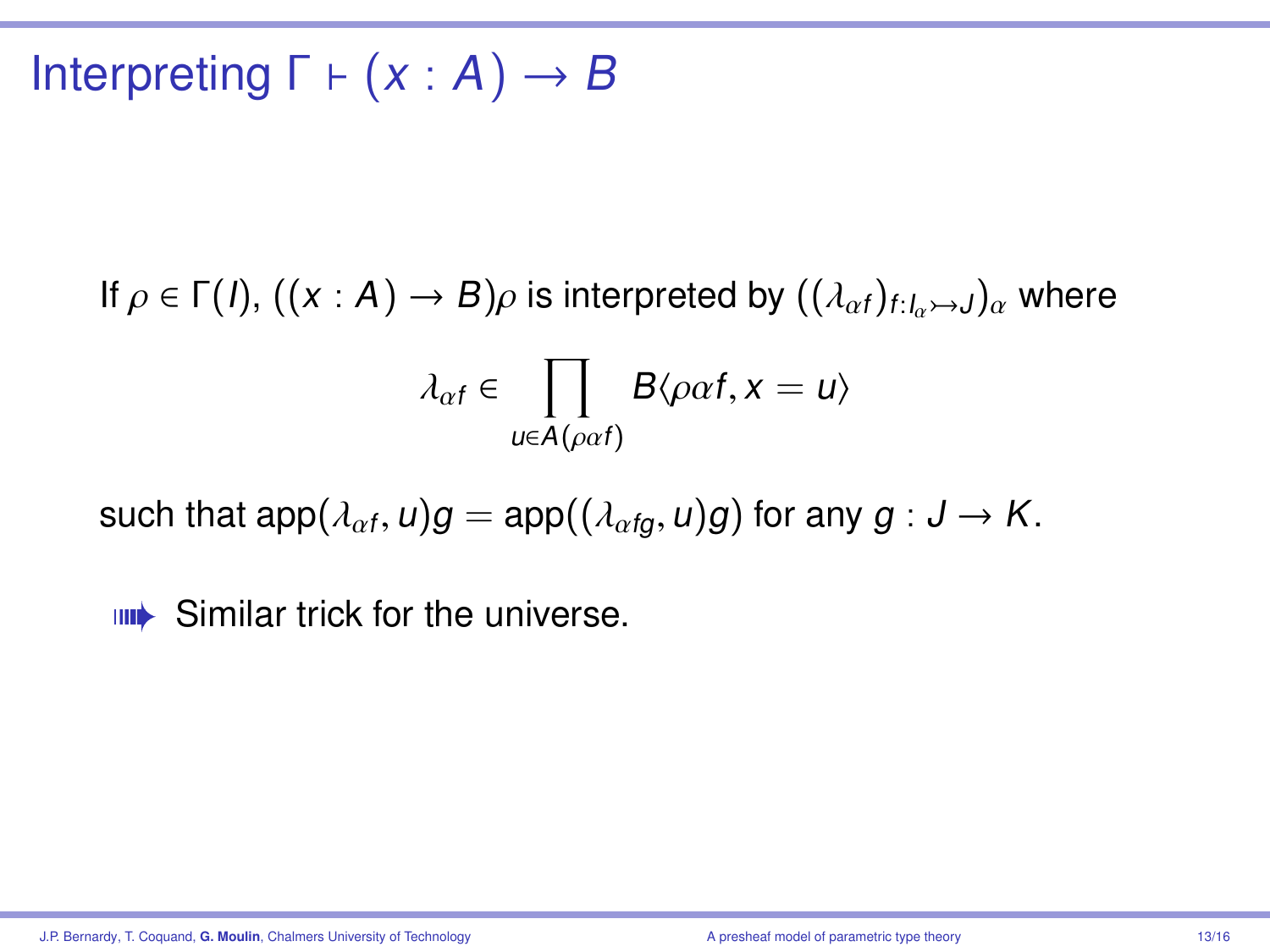# Interpreting $\Gamma \vdash (x : A) \to B$

If $\rho \in \Gamma(I)$, $((x : A) \to B)\rho$ is interpreted by $((\lambda_{\alpha f})_{f : I_\alpha \rightarrowtail J})_\alpha$ where

$$\lambda_{\alpha f} \in \prod_{u \in A(\rho\alpha f)} B\langle \rho\alpha f, x = u \rangle$$

such that $\mathrm{app}(\lambda_{\alpha f}, u)g = \mathrm{app}((\lambda_{\alpha fg}, u)g)$ for any $g : J \to K$.

- Similar trick for the universe.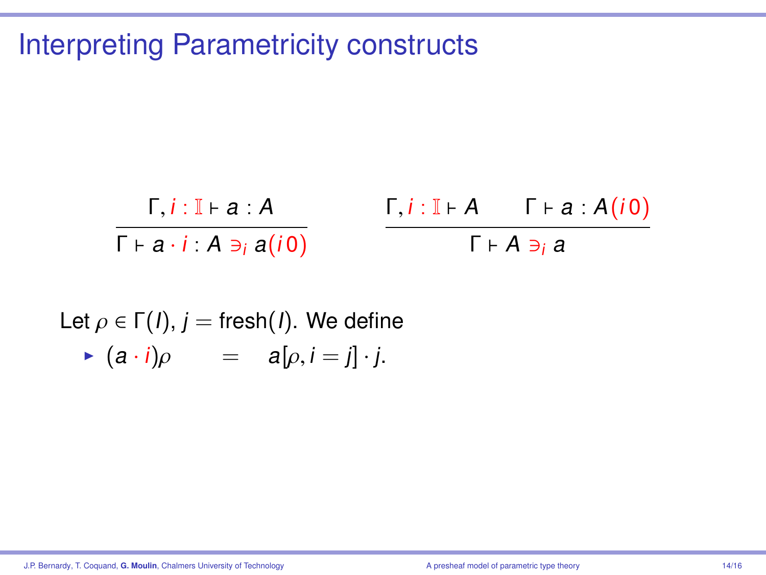# Interpreting Parametricity constructs

$$\frac{\Gamma, i : \mathbb{I} \vdash a : A}{\Gamma \vdash a \cdot i : A \ni_i a(i\,0)} \qquad \frac{\Gamma, i : \mathbb{I} \vdash A \qquad \Gamma \vdash a : A(i\,0)}{\Gamma \vdash A \ni_i a}$$

Let $\rho \in \Gamma(I)$, $j = \text{fresh}(I)$. We define

- $(a \cdot i)\rho \quad = \quad a[\rho, i = j] \cdot j.$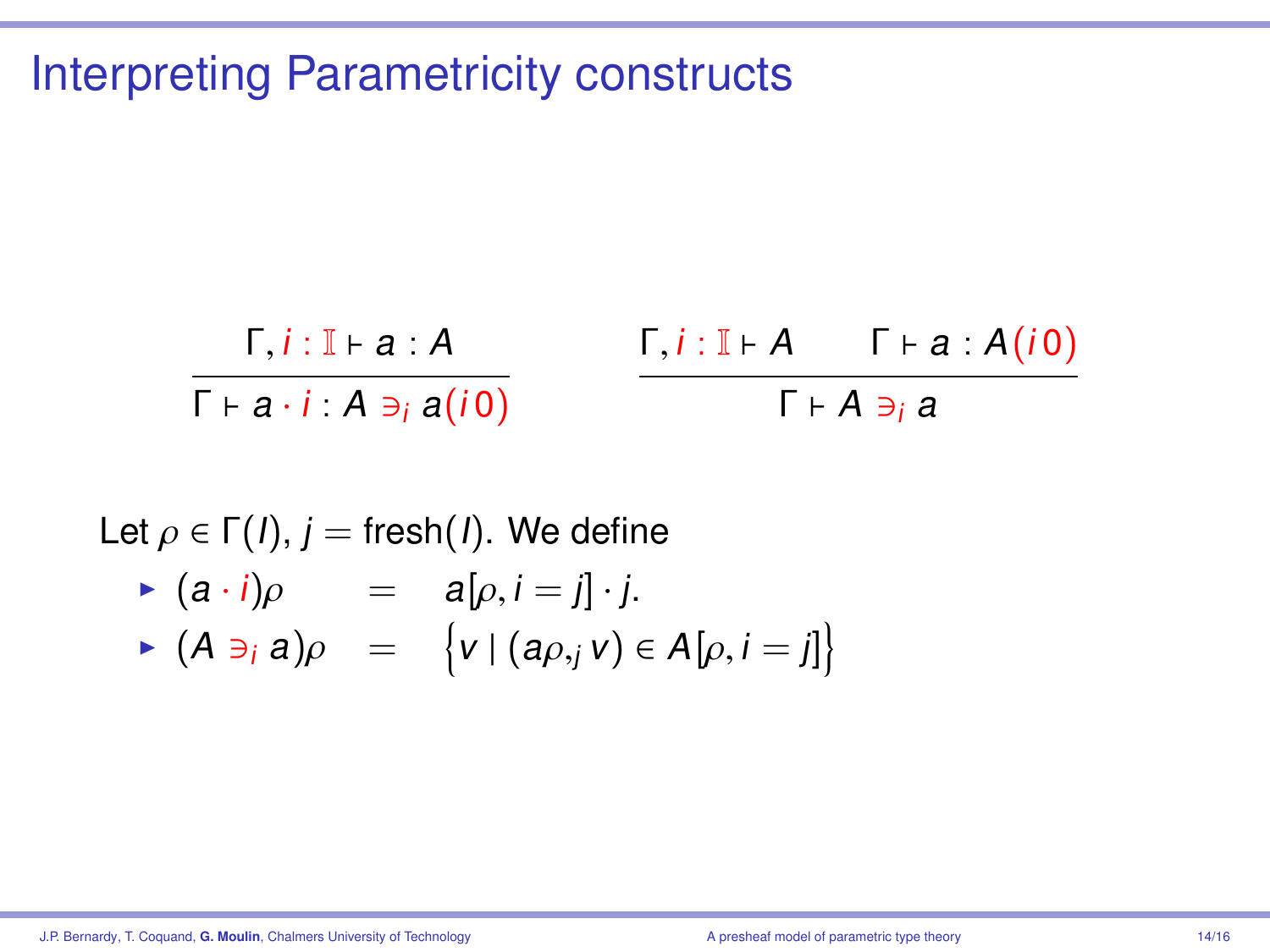# Interpreting Parametricity constructs

$$\frac{\Gamma, i : \mathbb{I} \vdash a : A}{\Gamma \vdash a \cdot i : A \ni_i a(i\,0)} \qquad \frac{\Gamma, i : \mathbb{I} \vdash A \qquad \Gamma \vdash a : A(i\,0)}{\Gamma \vdash A \ni_i a}$$

Let $\rho \in \Gamma(I)$, $j = \text{fresh}(I)$. We define

- $(a \cdot i)\rho \quad = \quad a[\rho, i = j] \cdot j.$
- $(A \ni_i a)\rho \quad = \quad \left\{ v \mid (a\rho,_j v) \in A[\rho, i = j] \right\}$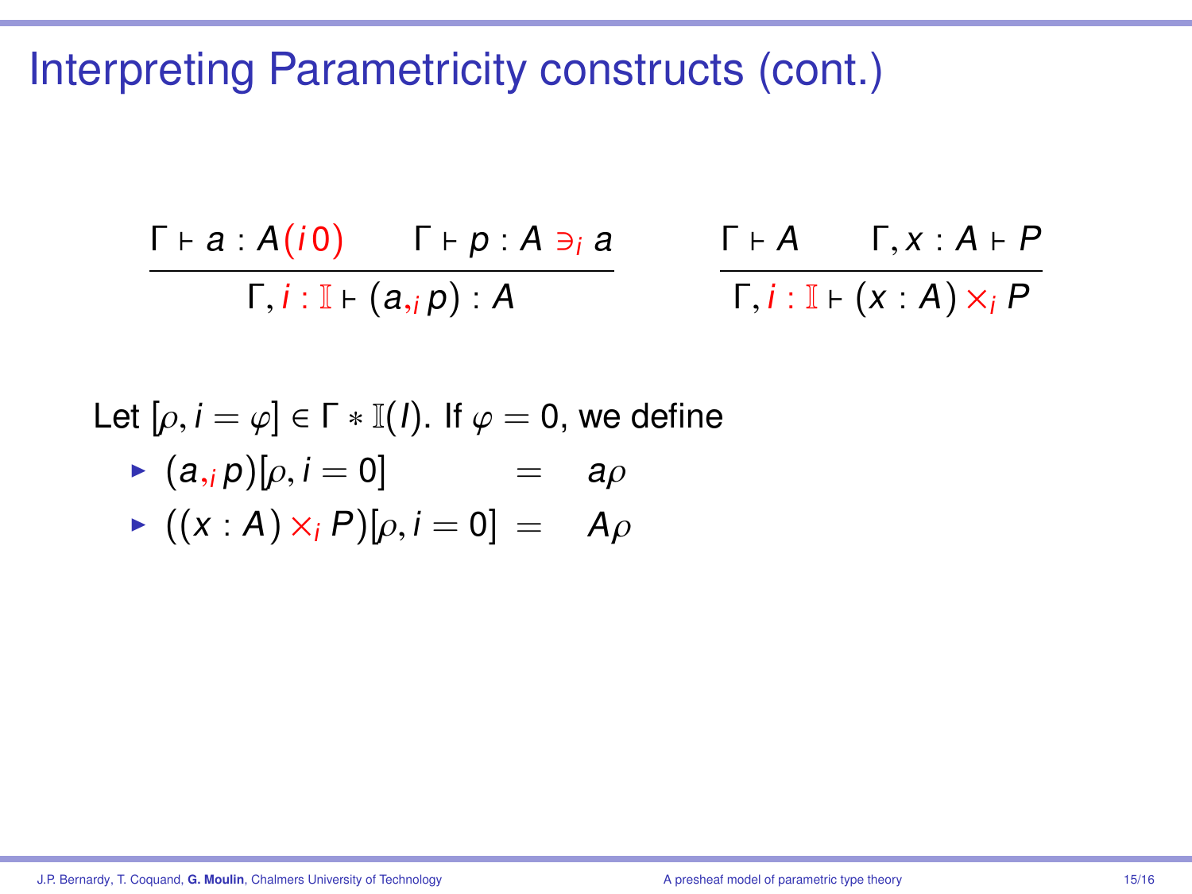# Interpreting Parametricity constructs (cont.)

$$\frac{\Gamma \vdash a : A(i0) \qquad \Gamma \vdash p : A \ni_i a}{\Gamma, i : \mathbb{I} \vdash (a,_i p) : A} \qquad \frac{\Gamma \vdash A \qquad \Gamma, x : A \vdash P}{\Gamma, i : \mathbb{I} \vdash (x : A) \times_i P}$$

Let $[\rho, i = \varphi] \in \Gamma * \mathbb{I}(I)$. If $\varphi = 0$, we define

- $(a,_i p)[\rho, i = 0] \quad = \quad a\rho$
- $((x : A) \times_i P)[\rho, i = 0] \; = \quad A\rho$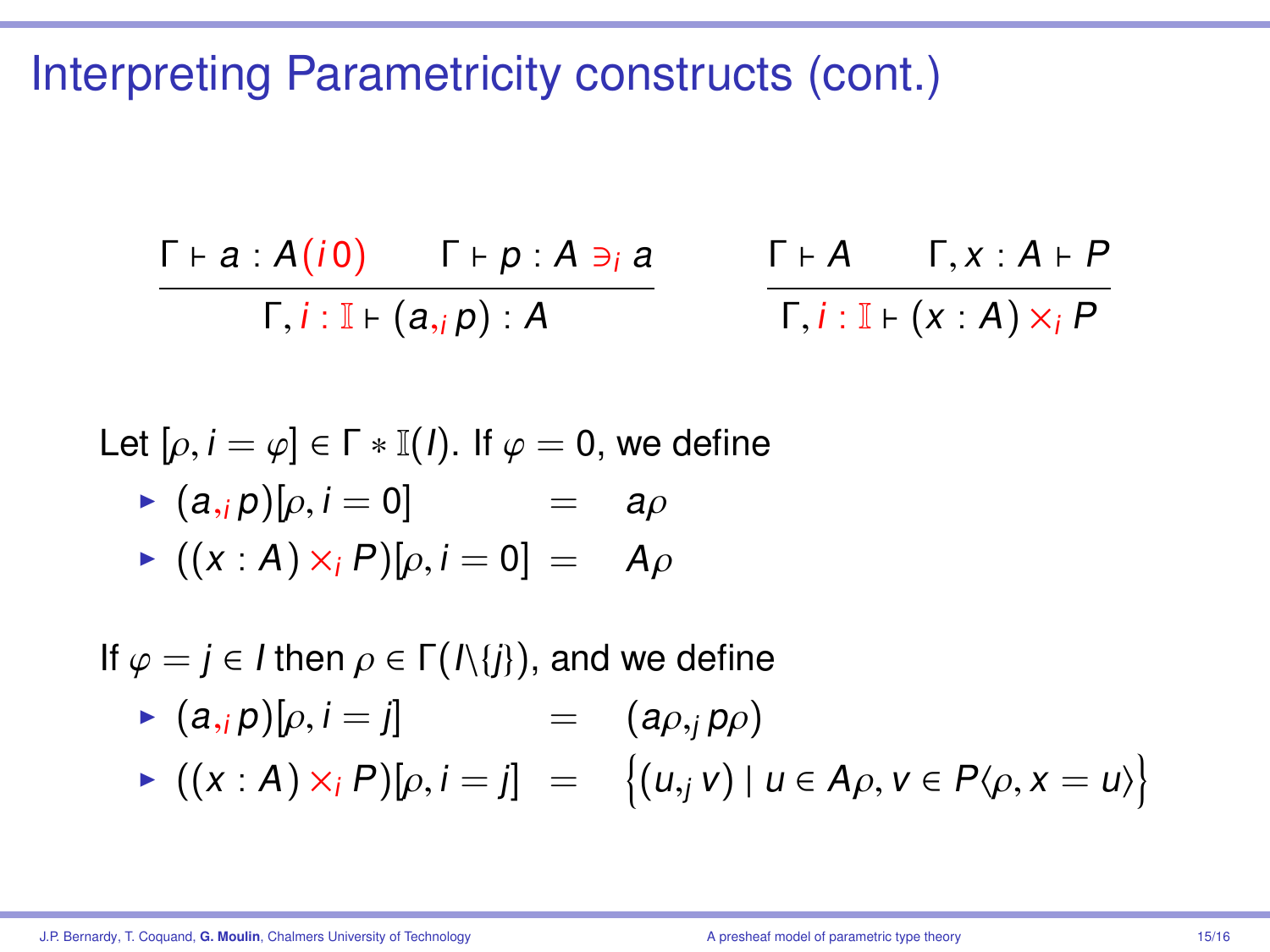# Interpreting Parametricity constructs (cont.)

$$\frac{\Gamma \vdash a : A(i\,0) \qquad \Gamma \vdash p : A \ni_i a}{\Gamma, i : \mathbb{I} \vdash (a,_i p) : A} \qquad \frac{\Gamma \vdash A \qquad \Gamma, x : A \vdash P}{\Gamma, i : \mathbb{I} \vdash (x : A) \times_i P}$$

Let $[\rho, i = \varphi] \in \Gamma * \mathbb{I}(I)$. If $\varphi = 0$, we define

- $(a,_i p)[\rho, i = 0] \quad = \quad a\rho$
- $((x : A) \times_i P)[\rho, i = 0] \quad = \quad A\rho$

If $\varphi = j \in I$ then $\rho \in \Gamma(I \backslash \{j\})$, and we define

- $(a,_i p)[\rho, i = j] \quad = \quad (a\rho,_j p\rho)$
- $((x : A) \times_i P)[\rho, i = j] \quad = \quad \left\{(u,_j v) \mid u \in A\rho, v \in P\langle \rho, x = u \rangle\right\}$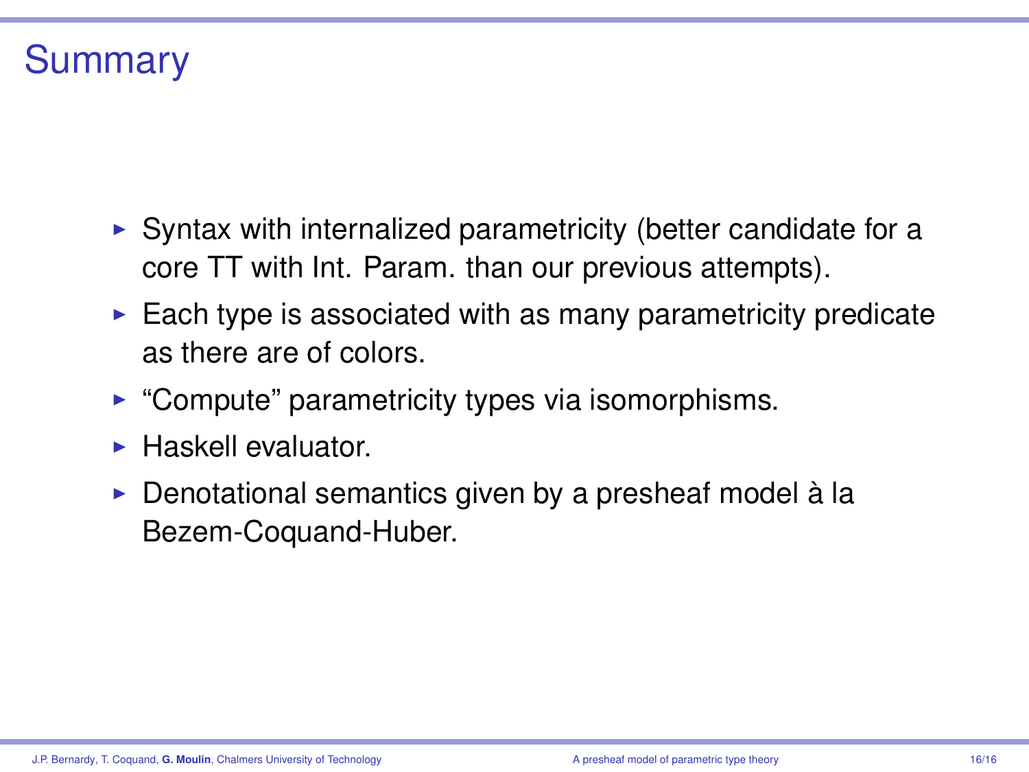# Summary

- Syntax with internalized parametricity (better candidate for a core TT with Int. Param. than our previous attempts).
- Each type is associated with as many parametricity predicate as there are of colors.
- “Compute” parametricity types via isomorphisms.
- Haskell evaluator.
- Denotational semantics given by a presheaf model à la Bezem-Coquand-Huber.